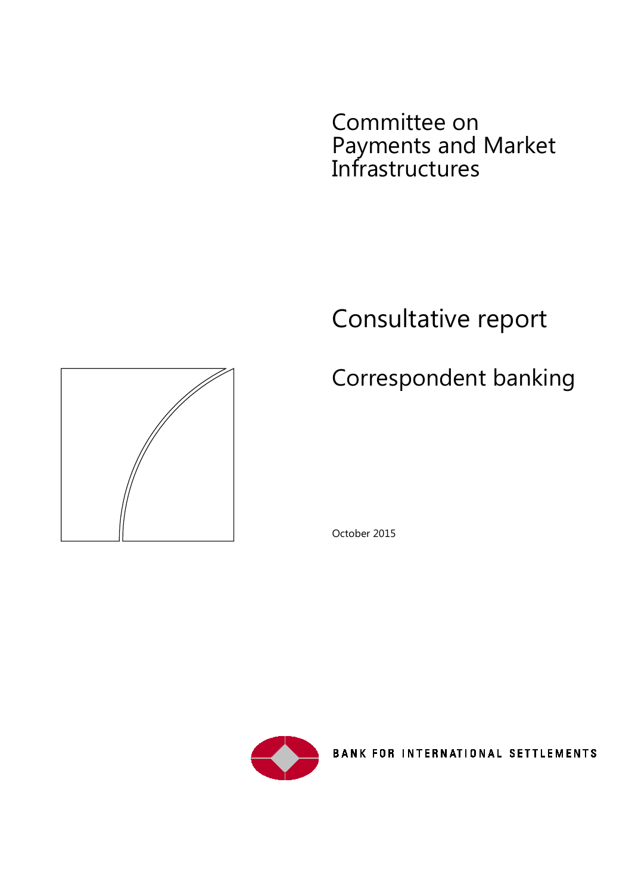# Committee on Payments and Market Infrastructures

# Consultative report

## Correspondent banking

October 2015

BANK FOR INTERNATIONAL SETTLEMENTS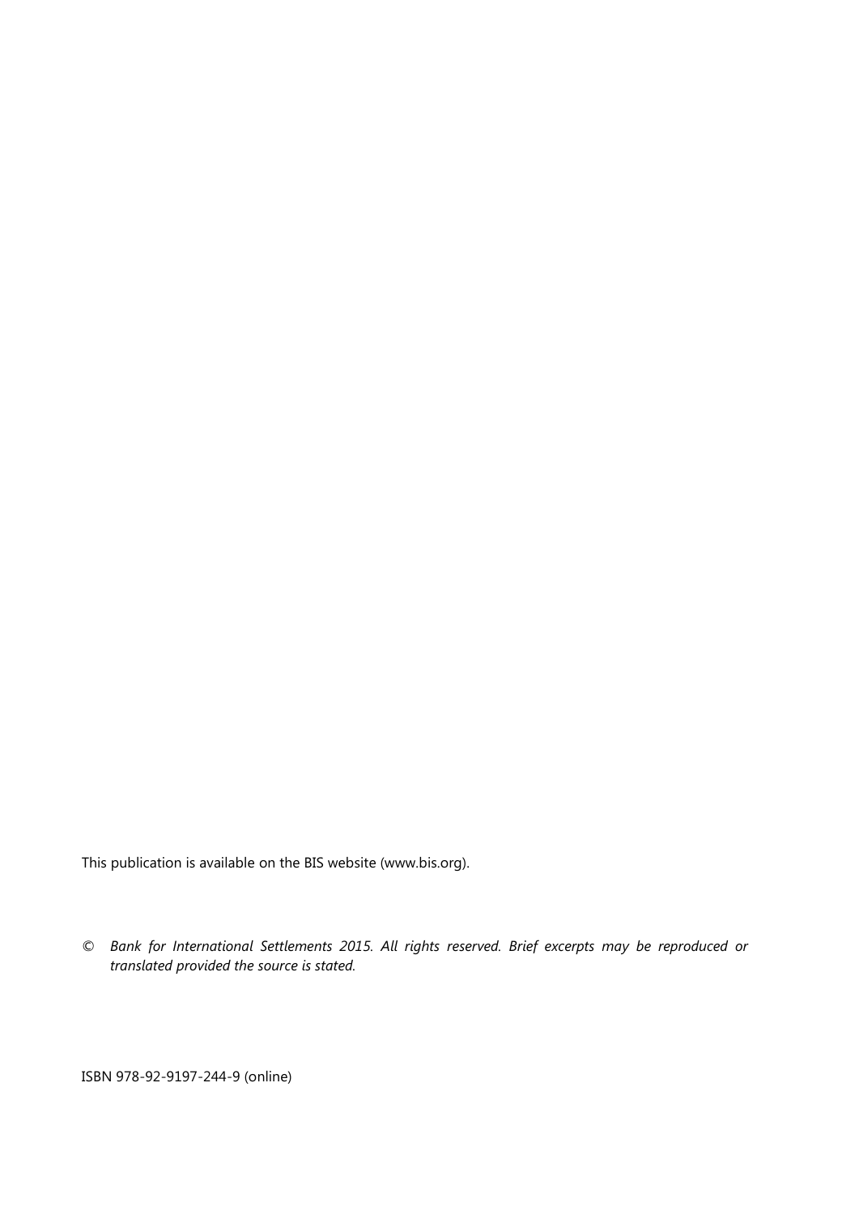This publication is available on the BIS website (www.bis.org).

© *Bank for International Settlements 2015. All rights reserved. Brief excerpts may be reproduced or translated provided the source is stated.*

ISBN 978-92-9197-244-9 (online)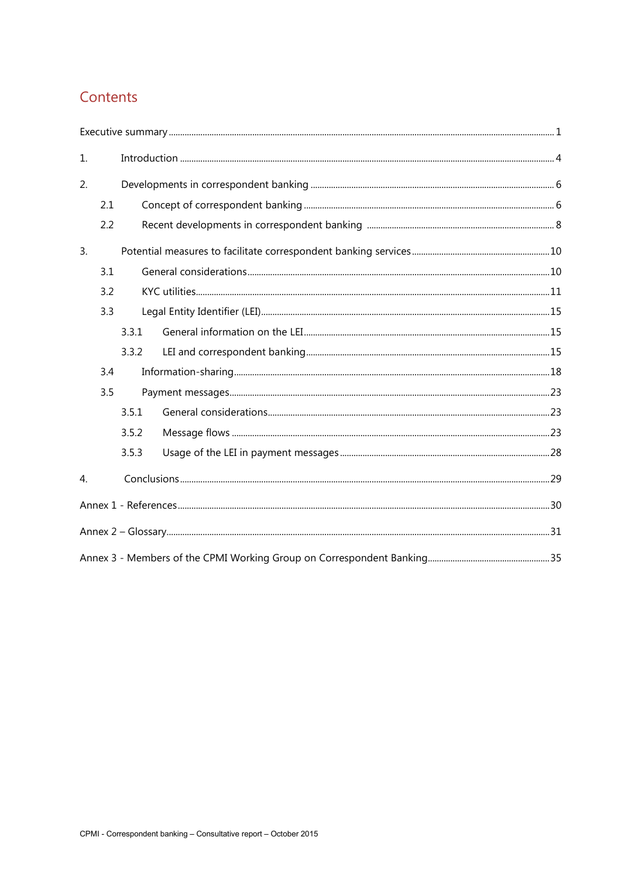# Contents

Executive summary ........ 1

1. Introduction ........ 4

2. Developments in correspondent banking ........ 6
   - 2.1 Concept of correspondent banking ........ 6
   - 2.2 Recent developments in correspondent banking ........ 8

3. Potential measures to facilitate correspondent banking services ........ 10
   - 3.1 General considerations ........ 10
   - 3.2 KYC utilities ........ 11
   - 3.3 Legal Entity Identifier (LEI) ........ 15
     - 3.3.1 General information on the LEI ........ 15
     - 3.3.2 LEI and correspondent banking ........ 15
   - 3.4 Information-sharing ........ 18
   - 3.5 Payment messages ........ 23
     - 3.5.1 General considerations ........ 23
     - 3.5.2 Message flows ........ 23
     - 3.5.3 Usage of the LEI in payment messages ........ 28

4. Conclusions ........ 29

Annex 1 - References ........ 30

Annex 2 – Glossary ........ 31

Annex 3 - Members of the CPMI Working Group on Correspondent Banking ........ 35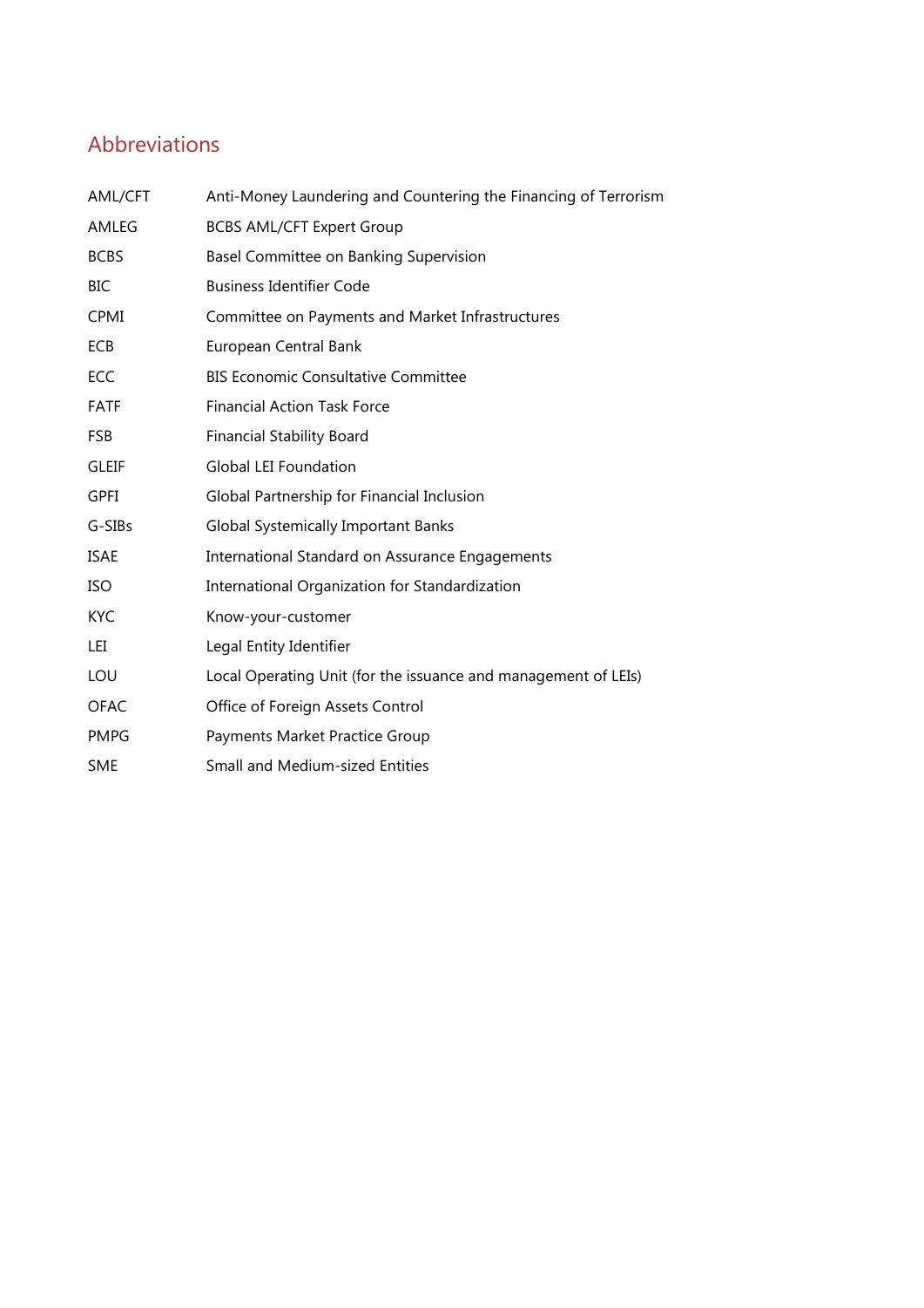## Abbreviations

| | |
|---|---|
| AML/CFT | Anti-Money Laundering and Countering the Financing of Terrorism |
| AMLEG | BCBS AML/CFT Expert Group |
| BCBS | Basel Committee on Banking Supervision |
| BIC | Business Identifier Code |
| CPMI | Committee on Payments and Market Infrastructures |
| ECB | European Central Bank |
| ECC | BIS Economic Consultative Committee |
| FATF | Financial Action Task Force |
| FSB | Financial Stability Board |
| GLEIF | Global LEI Foundation |
| GPFI | Global Partnership for Financial Inclusion |
| G-SIBs | Global Systemically Important Banks |
| ISAE | International Standard on Assurance Engagements |
| ISO | International Organization for Standardization |
| KYC | Know-your-customer |
| LEI | Legal Entity Identifier |
| LOU | Local Operating Unit (for the issuance and management of LEIs) |
| OFAC | Office of Foreign Assets Control |
| PMPG | Payments Market Practice Group |
| SME | Small and Medium-sized Entities |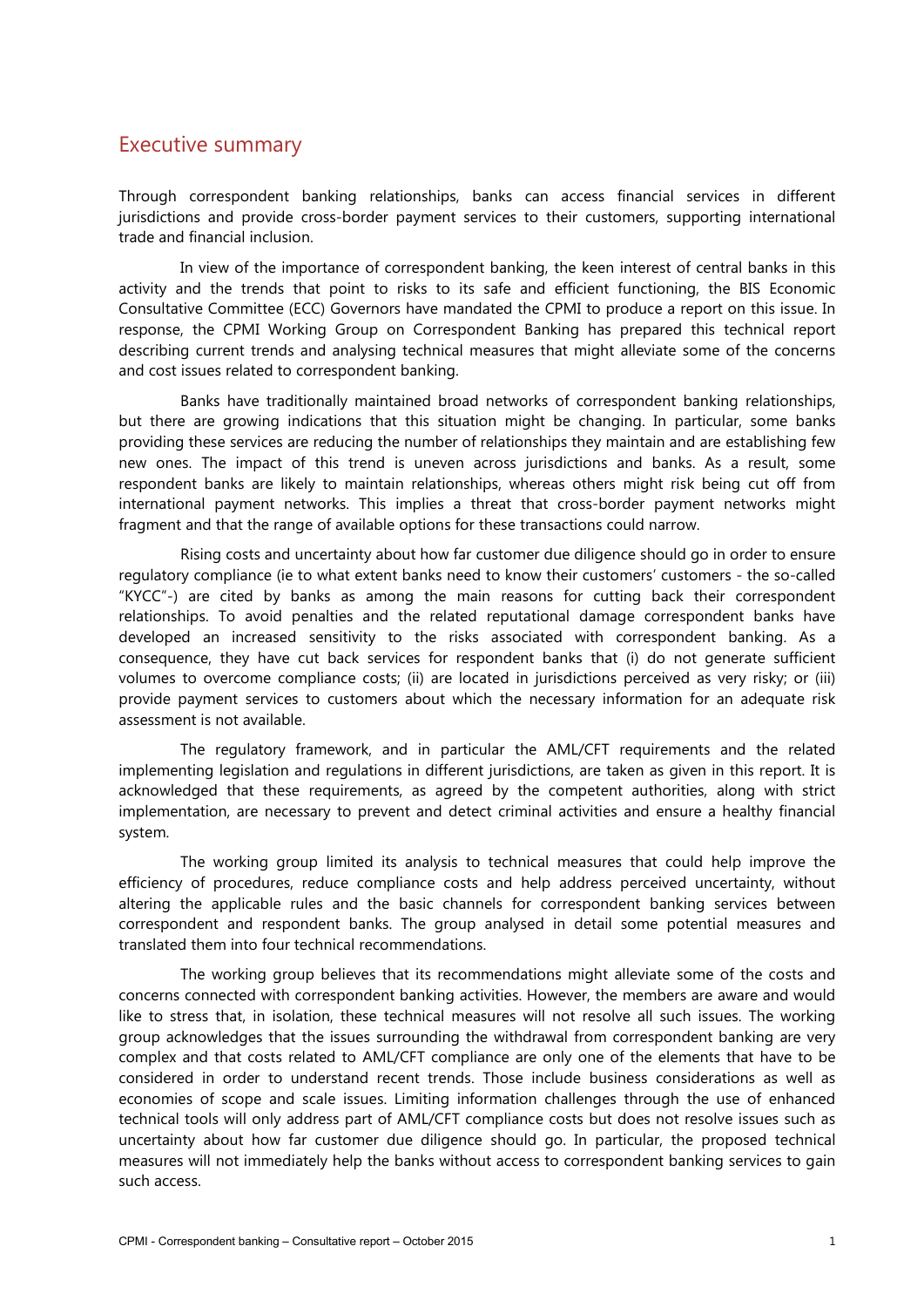## Executive summary

Through correspondent banking relationships, banks can access financial services in different jurisdictions and provide cross-border payment services to their customers, supporting international trade and financial inclusion.

In view of the importance of correspondent banking, the keen interest of central banks in this activity and the trends that point to risks to its safe and efficient functioning, the BIS Economic Consultative Committee (ECC) Governors have mandated the CPMI to produce a report on this issue. In response, the CPMI Working Group on Correspondent Banking has prepared this technical report describing current trends and analysing technical measures that might alleviate some of the concerns and cost issues related to correspondent banking.

Banks have traditionally maintained broad networks of correspondent banking relationships, but there are growing indications that this situation might be changing. In particular, some banks providing these services are reducing the number of relationships they maintain and are establishing few new ones. The impact of this trend is uneven across jurisdictions and banks. As a result, some respondent banks are likely to maintain relationships, whereas others might risk being cut off from international payment networks. This implies a threat that cross-border payment networks might fragment and that the range of available options for these transactions could narrow.

Rising costs and uncertainty about how far customer due diligence should go in order to ensure regulatory compliance (ie to what extent banks need to know their customers' customers - the so-called "KYCC"-) are cited by banks as among the main reasons for cutting back their correspondent relationships. To avoid penalties and the related reputational damage correspondent banks have developed an increased sensitivity to the risks associated with correspondent banking. As a consequence, they have cut back services for respondent banks that (i) do not generate sufficient volumes to overcome compliance costs; (ii) are located in jurisdictions perceived as very risky; or (iii) provide payment services to customers about which the necessary information for an adequate risk assessment is not available.

The regulatory framework, and in particular the AML/CFT requirements and the related implementing legislation and regulations in different jurisdictions, are taken as given in this report. It is acknowledged that these requirements, as agreed by the competent authorities, along with strict implementation, are necessary to prevent and detect criminal activities and ensure a healthy financial system.

The working group limited its analysis to technical measures that could help improve the efficiency of procedures, reduce compliance costs and help address perceived uncertainty, without altering the applicable rules and the basic channels for correspondent banking services between correspondent and respondent banks. The group analysed in detail some potential measures and translated them into four technical recommendations.

The working group believes that its recommendations might alleviate some of the costs and concerns connected with correspondent banking activities. However, the members are aware and would like to stress that, in isolation, these technical measures will not resolve all such issues. The working group acknowledges that the issues surrounding the withdrawal from correspondent banking are very complex and that costs related to AML/CFT compliance are only one of the elements that have to be considered in order to understand recent trends. Those include business considerations as well as economies of scope and scale issues. Limiting information challenges through the use of enhanced technical tools will only address part of AML/CFT compliance costs but does not resolve issues such as uncertainty about how far customer due diligence should go. In particular, the proposed technical measures will not immediately help the banks without access to correspondent banking services to gain such access.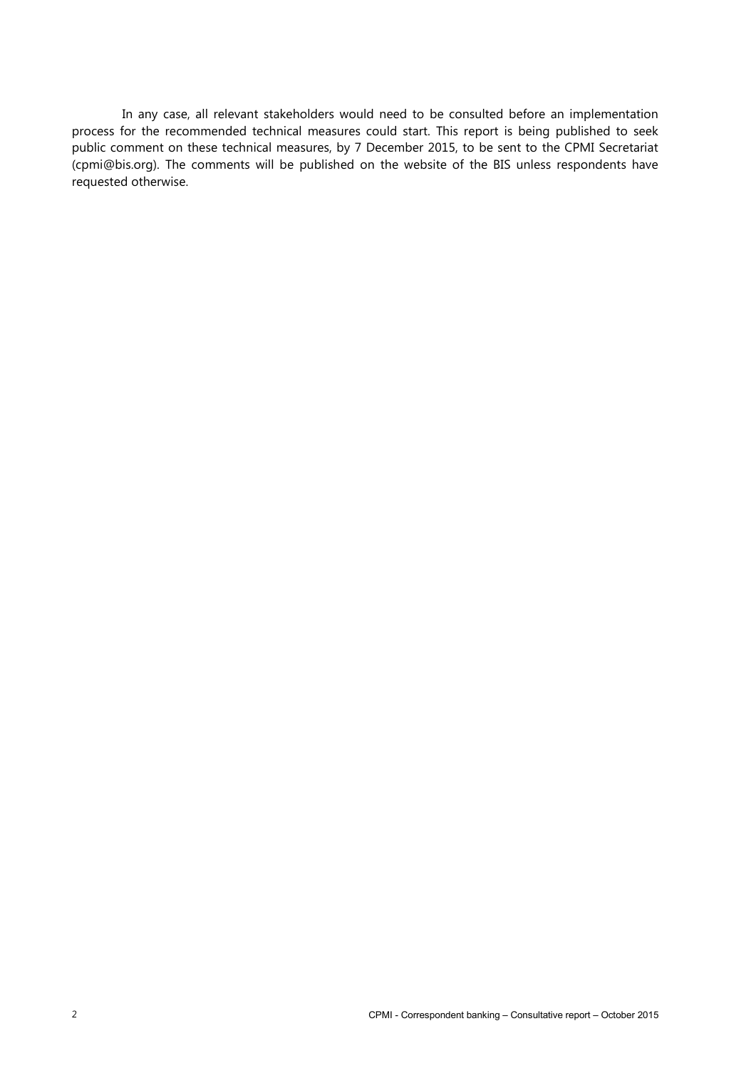In any case, all relevant stakeholders would need to be consulted before an implementation process for the recommended technical measures could start. This report is being published to seek public comment on these technical measures, by 7 December 2015, to be sent to the CPMI Secretariat (cpmi@bis.org). The comments will be published on the website of the BIS unless respondents have requested otherwise.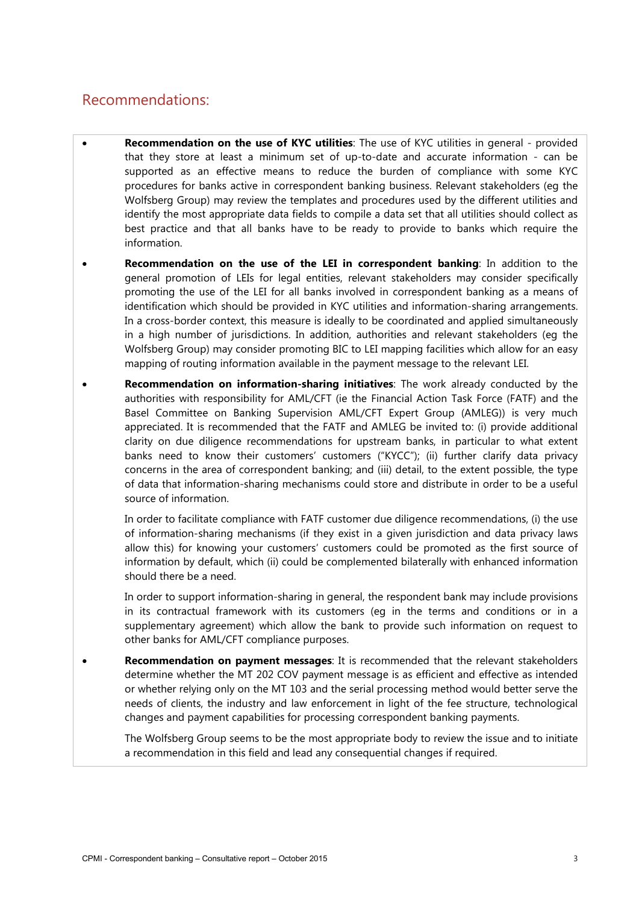## Recommendations:

- **Recommendation on the use of KYC utilities**: The use of KYC utilities in general - provided that they store at least a minimum set of up-to-date and accurate information - can be supported as an effective means to reduce the burden of compliance with some KYC procedures for banks active in correspondent banking business. Relevant stakeholders (eg the Wolfsberg Group) may review the templates and procedures used by the different utilities and identify the most appropriate data fields to compile a data set that all utilities should collect as best practice and that all banks have to be ready to provide to banks which require the information.

- **Recommendation on the use of the LEI in correspondent banking**: In addition to the general promotion of LEIs for legal entities, relevant stakeholders may consider specifically promoting the use of the LEI for all banks involved in correspondent banking as a means of identification which should be provided in KYC utilities and information-sharing arrangements. In a cross-border context, this measure is ideally to be coordinated and applied simultaneously in a high number of jurisdictions. In addition, authorities and relevant stakeholders (eg the Wolfsberg Group) may consider promoting BIC to LEI mapping facilities which allow for an easy mapping of routing information available in the payment message to the relevant LEI.

- **Recommendation on information-sharing initiatives**: The work already conducted by the authorities with responsibility for AML/CFT (ie the Financial Action Task Force (FATF) and the Basel Committee on Banking Supervision AML/CFT Expert Group (AMLEG)) is very much appreciated. It is recommended that the FATF and AMLEG be invited to: (i) provide additional clarity on due diligence recommendations for upstream banks, in particular to what extent banks need to know their customers' customers ("KYCC"); (ii) further clarify data privacy concerns in the area of correspondent banking; and (iii) detail, to the extent possible, the type of data that information-sharing mechanisms could store and distribute in order to be a useful source of information.

  In order to facilitate compliance with FATF customer due diligence recommendations, (i) the use of information-sharing mechanisms (if they exist in a given jurisdiction and data privacy laws allow this) for knowing your customers' customers could be promoted as the first source of information by default, which (ii) could be complemented bilaterally with enhanced information should there be a need.

  In order to support information-sharing in general, the respondent bank may include provisions in its contractual framework with its customers (eg in the terms and conditions or in a supplementary agreement) which allow the bank to provide such information on request to other banks for AML/CFT compliance purposes.

- **Recommendation on payment messages**: It is recommended that the relevant stakeholders determine whether the MT 202 COV payment message is as efficient and effective as intended or whether relying only on the MT 103 and the serial processing method would better serve the needs of clients, the industry and law enforcement in light of the fee structure, technological changes and payment capabilities for processing correspondent banking payments.

  The Wolfsberg Group seems to be the most appropriate body to review the issue and to initiate a recommendation in this field and lead any consequential changes if required.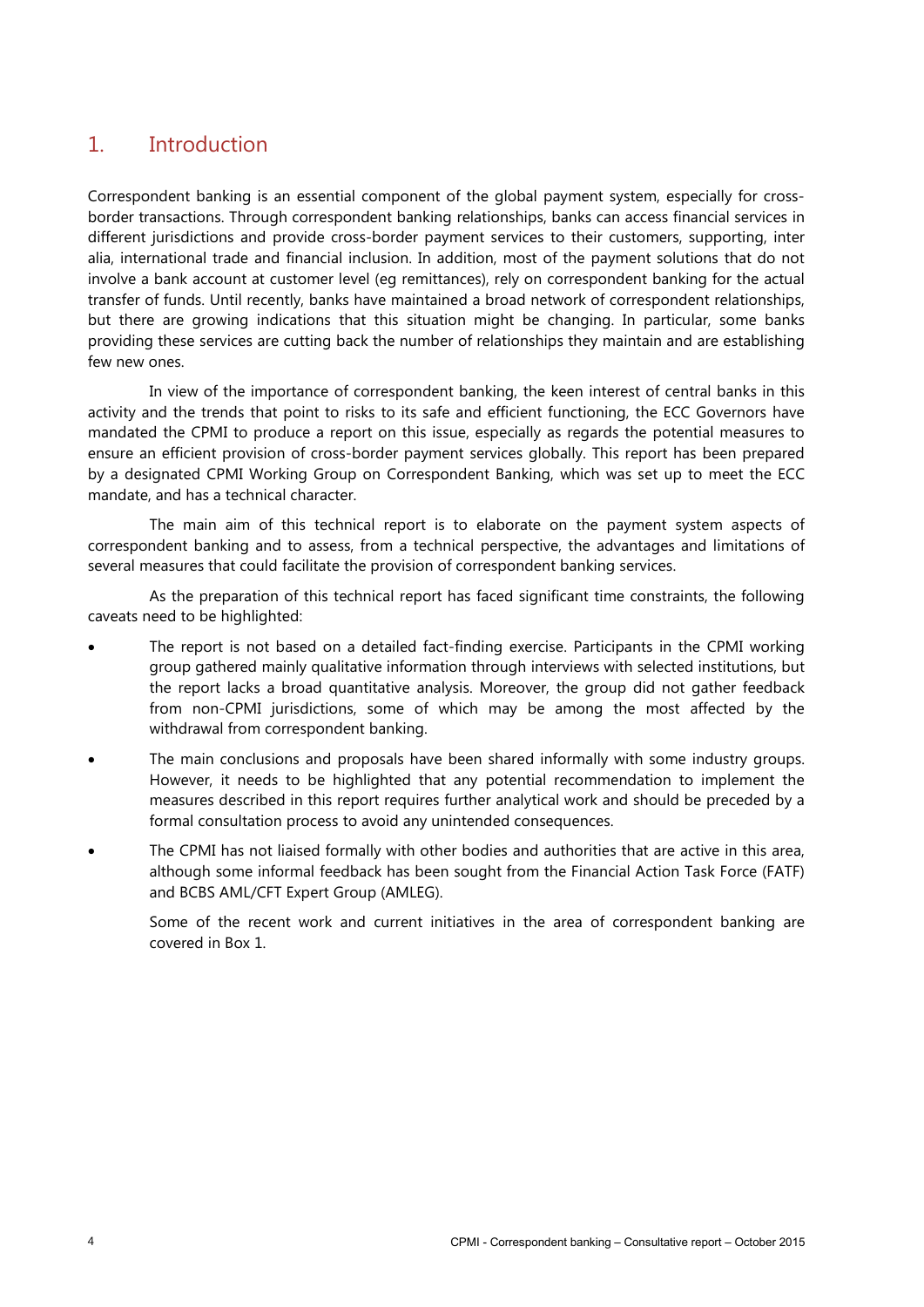## 1. Introduction

Correspondent banking is an essential component of the global payment system, especially for cross-border transactions. Through correspondent banking relationships, banks can access financial services in different jurisdictions and provide cross-border payment services to their customers, supporting, inter alia, international trade and financial inclusion. In addition, most of the payment solutions that do not involve a bank account at customer level (eg remittances), rely on correspondent banking for the actual transfer of funds. Until recently, banks have maintained a broad network of correspondent relationships, but there are growing indications that this situation might be changing. In particular, some banks providing these services are cutting back the number of relationships they maintain and are establishing few new ones.

In view of the importance of correspondent banking, the keen interest of central banks in this activity and the trends that point to risks to its safe and efficient functioning, the ECC Governors have mandated the CPMI to produce a report on this issue, especially as regards the potential measures to ensure an efficient provision of cross-border payment services globally. This report has been prepared by a designated CPMI Working Group on Correspondent Banking, which was set up to meet the ECC mandate, and has a technical character.

The main aim of this technical report is to elaborate on the payment system aspects of correspondent banking and to assess, from a technical perspective, the advantages and limitations of several measures that could facilitate the provision of correspondent banking services.

As the preparation of this technical report has faced significant time constraints, the following caveats need to be highlighted:

- The report is not based on a detailed fact-finding exercise. Participants in the CPMI working group gathered mainly qualitative information through interviews with selected institutions, but the report lacks a broad quantitative analysis. Moreover, the group did not gather feedback from non-CPMI jurisdictions, some of which may be among the most affected by the withdrawal from correspondent banking.
- The main conclusions and proposals have been shared informally with some industry groups. However, it needs to be highlighted that any potential recommendation to implement the measures described in this report requires further analytical work and should be preceded by a formal consultation process to avoid any unintended consequences.
- The CPMI has not liaised formally with other bodies and authorities that are active in this area, although some informal feedback has been sought from the Financial Action Task Force (FATF) and BCBS AML/CFT Expert Group (AMLEG).

  Some of the recent work and current initiatives in the area of correspondent banking are covered in Box 1.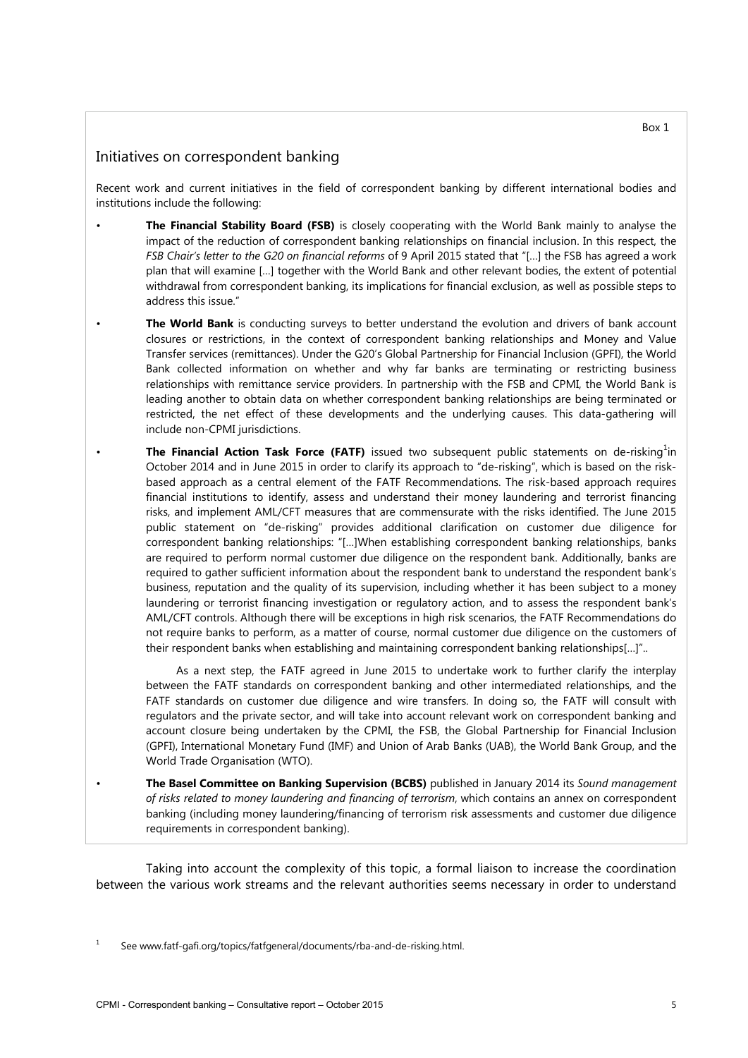Box 1

## Initiatives on correspondent banking

Recent work and current initiatives in the field of correspondent banking by different international bodies and institutions include the following:

- **The Financial Stability Board (FSB)** is closely cooperating with the World Bank mainly to analyse the impact of the reduction of correspondent banking relationships on financial inclusion. In this respect, the *FSB Chair's letter to the G20 on financial reforms* of 9 April 2015 stated that "[…] the FSB has agreed a work plan that will examine […] together with the World Bank and other relevant bodies, the extent of potential withdrawal from correspondent banking, its implications for financial exclusion, as well as possible steps to address this issue."
- **The World Bank** is conducting surveys to better understand the evolution and drivers of bank account closures or restrictions, in the context of correspondent banking relationships and Money and Value Transfer services (remittances). Under the G20's Global Partnership for Financial Inclusion (GPFI), the World Bank collected information on whether and why far banks are terminating or restricting business relationships with remittance service providers. In partnership with the FSB and CPMI, the World Bank is leading another to obtain data on whether correspondent banking relationships are being terminated or restricted, the net effect of these developments and the underlying causes. This data-gathering will include non-CPMI jurisdictions.
- **The Financial Action Task Force (FATF)** issued two subsequent public statements on de-risking[1] in October 2014 and in June 2015 in order to clarify its approach to "de-risking", which is based on the risk-based approach as a central element of the FATF Recommendations. The risk-based approach requires financial institutions to identify, assess and understand their money laundering and terrorist financing risks, and implement AML/CFT measures that are commensurate with the risks identified. The June 2015 public statement on "de-risking" provides additional clarification on customer due diligence for correspondent banking relationships: "[…]When establishing correspondent banking relationships, banks are required to perform normal customer due diligence on the respondent bank. Additionally, banks are required to gather sufficient information about the respondent bank to understand the respondent bank's business, reputation and the quality of its supervision, including whether it has been subject to a money laundering or terrorist financing investigation or regulatory action, and to assess the respondent bank's AML/CFT controls. Although there will be exceptions in high risk scenarios, the FATF Recommendations do not require banks to perform, as a matter of course, normal customer due diligence on the customers of their respondent banks when establishing and maintaining correspondent banking relationships[…]"..

  As a next step, the FATF agreed in June 2015 to undertake work to further clarify the interplay between the FATF standards on correspondent banking and other intermediated relationships, and the FATF standards on customer due diligence and wire transfers. In doing so, the FATF will consult with regulators and the private sector, and will take into account relevant work on correspondent banking and account closure being undertaken by the CPMI, the FSB, the Global Partnership for Financial Inclusion (GPFI), International Monetary Fund (IMF) and Union of Arab Banks (UAB), the World Bank Group, and the World Trade Organisation (WTO).
- **The Basel Committee on Banking Supervision (BCBS)** published in January 2014 its *Sound management of risks related to money laundering and financing of terrorism*, which contains an annex on correspondent banking (including money laundering/financing of terrorism risk assessments and customer due diligence requirements in correspondent banking).

Taking into account the complexity of this topic, a formal liaison to increase the coordination between the various work streams and the relevant authorities seems necessary in order to understand

[1] See www.fatf-gafi.org/topics/fatfgeneral/documents/rba-and-de-risking.html.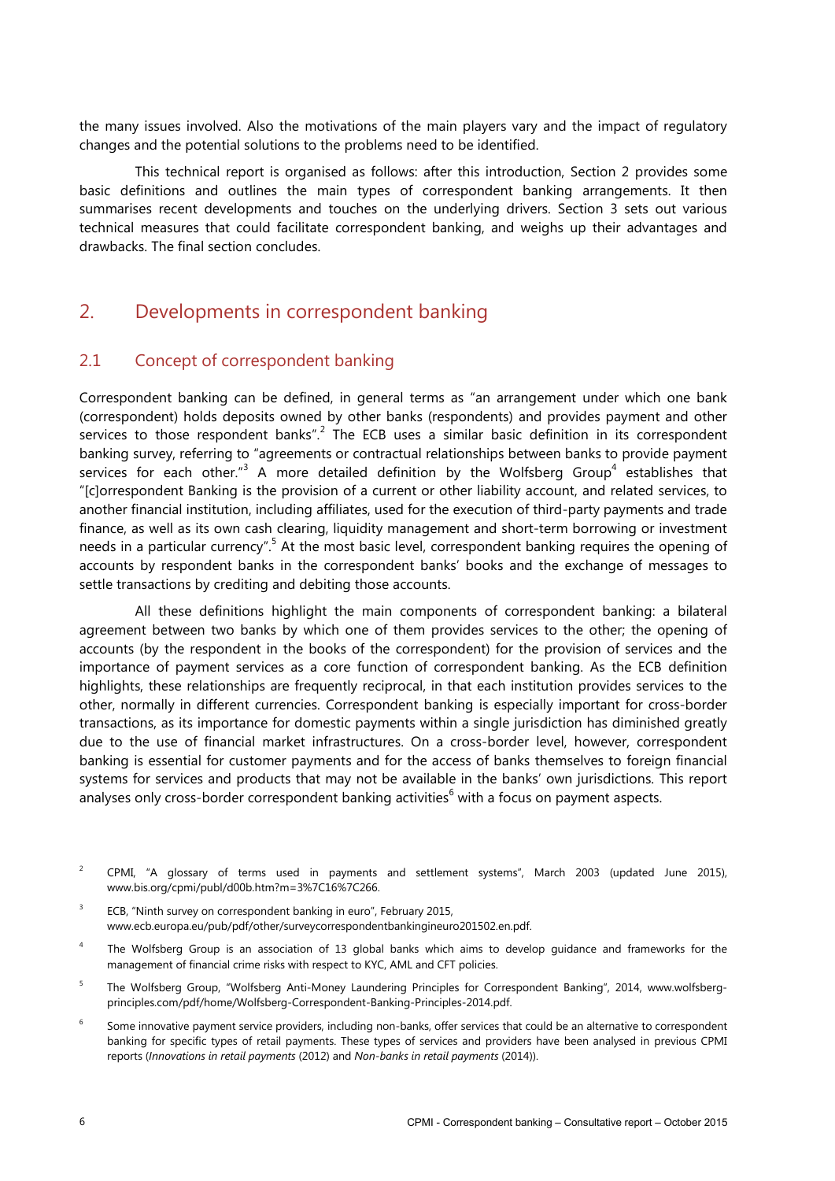the many issues involved. Also the motivations of the main players vary and the impact of regulatory changes and the potential solutions to the problems need to be identified.

This technical report is organised as follows: after this introduction, Section 2 provides some basic definitions and outlines the main types of correspondent banking arrangements. It then summarises recent developments and touches on the underlying drivers. Section 3 sets out various technical measures that could facilitate correspondent banking, and weighs up their advantages and drawbacks. The final section concludes.

## 2. Developments in correspondent banking

### 2.1 Concept of correspondent banking

Correspondent banking can be defined, in general terms as "an arrangement under which one bank (correspondent) holds deposits owned by other banks (respondents) and provides payment and other services to those respondent banks".[2] The ECB uses a similar basic definition in its correspondent banking survey, referring to "agreements or contractual relationships between banks to provide payment services for each other."[3] A more detailed definition by the Wolfsberg Group[4] establishes that "[c]orrespondent Banking is the provision of a current or other liability account, and related services, to another financial institution, including affiliates, used for the execution of third-party payments and trade finance, as well as its own cash clearing, liquidity management and short-term borrowing or investment needs in a particular currency".[5] At the most basic level, correspondent banking requires the opening of accounts by respondent banks in the correspondent banks' books and the exchange of messages to settle transactions by crediting and debiting those accounts.

All these definitions highlight the main components of correspondent banking: a bilateral agreement between two banks by which one of them provides services to the other; the opening of accounts (by the respondent in the books of the correspondent) for the provision of services and the importance of payment services as a core function of correspondent banking. As the ECB definition highlights, these relationships are frequently reciprocal, in that each institution provides services to the other, normally in different currencies. Correspondent banking is especially important for cross-border transactions, as its importance for domestic payments within a single jurisdiction has diminished greatly due to the use of financial market infrastructures. On a cross-border level, however, correspondent banking is essential for customer payments and for the access of banks themselves to foreign financial systems for services and products that may not be available in the banks' own jurisdictions. This report analyses only cross-border correspondent banking activities[6] with a focus on payment aspects.

---

[2] CPMI, "A glossary of terms used in payments and settlement systems", March 2003 (updated June 2015), www.bis.org/cpmi/publ/d00b.htm?m=3%7C16%7C266.

[3] ECB, "Ninth survey on correspondent banking in euro", February 2015, www.ecb.europa.eu/pub/pdf/other/surveycorrespondentbankingineuro201502.en.pdf.

[4] The Wolfsberg Group is an association of 13 global banks which aims to develop guidance and frameworks for the management of financial crime risks with respect to KYC, AML and CFT policies.

[5] The Wolfsberg Group, "Wolfsberg Anti-Money Laundering Principles for Correspondent Banking", 2014, www.wolfsberg-principles.com/pdf/home/Wolfsberg-Correspondent-Banking-Principles-2014.pdf.

[6] Some innovative payment service providers, including non-banks, offer services that could be an alternative to correspondent banking for specific types of retail payments. These types of services and providers have been analysed in previous CPMI reports (*Innovations in retail payments* (2012) and *Non-banks in retail payments* (2014)).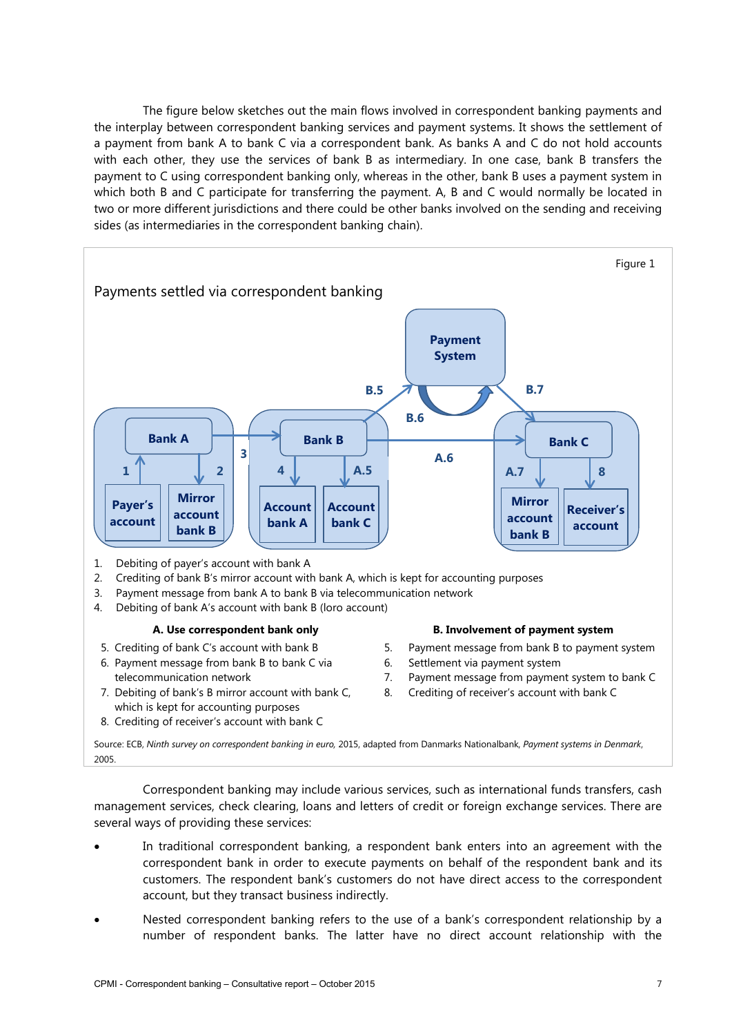The figure below sketches out the main flows involved in correspondent banking payments and the interplay between correspondent banking services and payment systems. It shows the settlement of a payment from bank A to bank C via a correspondent bank. As banks A and C do not hold accounts with each other, they use the services of bank B as intermediary. In one case, bank B transfers the payment to C using correspondent banking only, whereas in the other, bank B uses a payment system in which both B and C participate for transferring the payment. A, B and C would normally be located in two or more different jurisdictions and there could be other banks involved on the sending and receiving sides (as intermediaries in the correspondent banking chain).

Figure 1

## Payments settled via correspondent banking

Payment System

B.5 B.6 B.7

Bank A — 1 — Payer's account — 2 — Mirror account bank B

3

Bank B — 4 — Account bank A — A.5 — Account bank C

A.6

Bank C — A.7 — Mirror account bank B — 8 — Receiver's account

1. Debiting of payer's account with bank A
2. Crediting of bank B's mirror account with bank A, which is kept for accounting purposes
3. Payment message from bank A to bank B via telecommunication network
4. Debiting of bank A's account with bank B (loro account)

**A. Use correspondent bank only**

5. Crediting of bank C's account with bank B
6. Payment message from bank B to bank C via telecommunication network
7. Debiting of bank's B mirror account with bank C, which is kept for accounting purposes
8. Crediting of receiver's account with bank C

**B. Involvement of payment system**

5. Payment message from bank B to payment system
6. Settlement via payment system
7. Payment message from payment system to bank C
8. Crediting of receiver's account with bank C

Source: ECB, *Ninth survey on correspondent banking in euro,* 2015, adapted from Danmarks Nationalbank, *Payment systems in Denmark*, 2005.

Correspondent banking may include various services, such as international funds transfers, cash management services, check clearing, loans and letters of credit or foreign exchange services. There are several ways of providing these services:

- In traditional correspondent banking, a respondent bank enters into an agreement with the correspondent bank in order to execute payments on behalf of the respondent bank and its customers. The respondent bank's customers do not have direct access to the correspondent account, but they transact business indirectly.
- Nested correspondent banking refers to the use of a bank's correspondent relationship by a number of respondent banks. The latter have no direct account relationship with the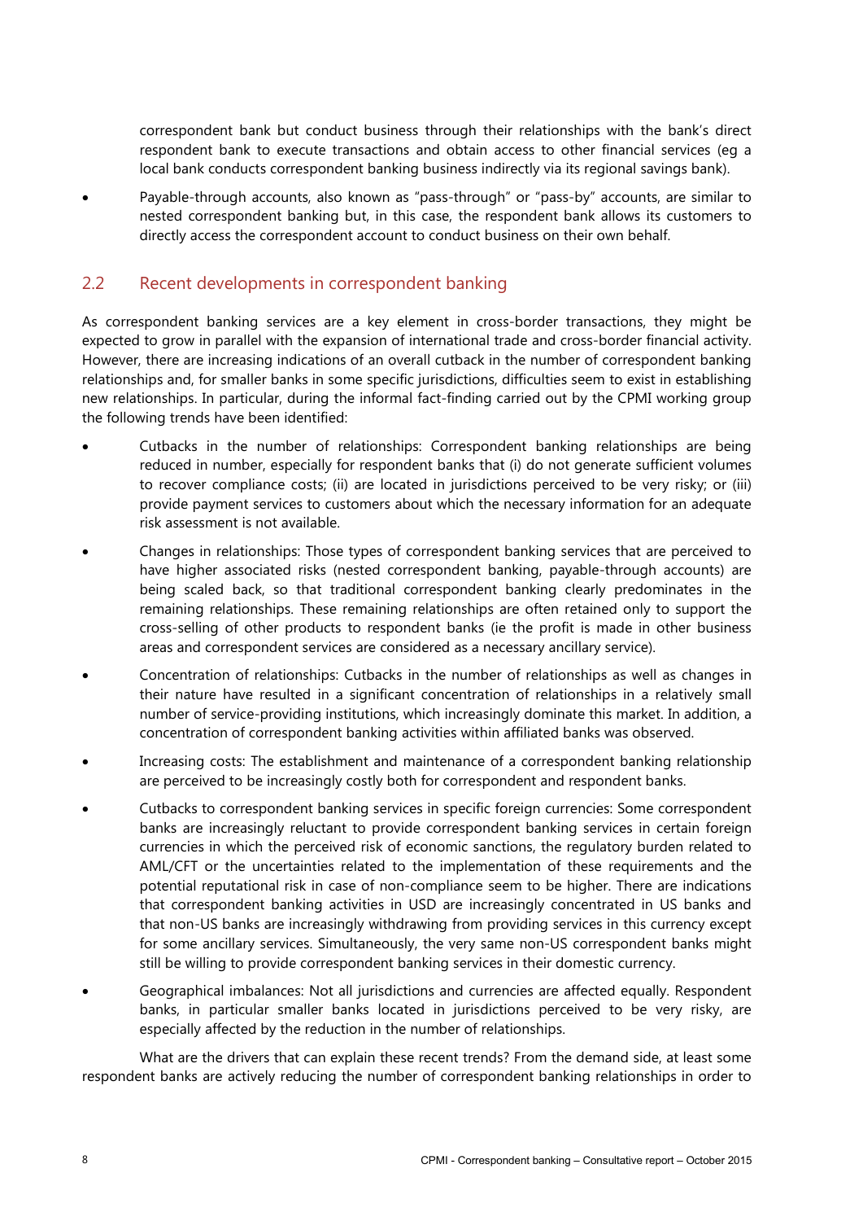correspondent bank but conduct business through their relationships with the bank's direct respondent bank to execute transactions and obtain access to other financial services (eg a local bank conducts correspondent banking business indirectly via its regional savings bank).

- Payable-through accounts, also known as "pass-through" or "pass-by" accounts, are similar to nested correspondent banking but, in this case, the respondent bank allows its customers to directly access the correspondent account to conduct business on their own behalf.

## 2.2 Recent developments in correspondent banking

As correspondent banking services are a key element in cross-border transactions, they might be expected to grow in parallel with the expansion of international trade and cross-border financial activity. However, there are increasing indications of an overall cutback in the number of correspondent banking relationships and, for smaller banks in some specific jurisdictions, difficulties seem to exist in establishing new relationships. In particular, during the informal fact-finding carried out by the CPMI working group the following trends have been identified:

- Cutbacks in the number of relationships: Correspondent banking relationships are being reduced in number, especially for respondent banks that (i) do not generate sufficient volumes to recover compliance costs; (ii) are located in jurisdictions perceived to be very risky; or (iii) provide payment services to customers about which the necessary information for an adequate risk assessment is not available.
- Changes in relationships: Those types of correspondent banking services that are perceived to have higher associated risks (nested correspondent banking, payable-through accounts) are being scaled back, so that traditional correspondent banking clearly predominates in the remaining relationships. These remaining relationships are often retained only to support the cross-selling of other products to respondent banks (ie the profit is made in other business areas and correspondent services are considered as a necessary ancillary service).
- Concentration of relationships: Cutbacks in the number of relationships as well as changes in their nature have resulted in a significant concentration of relationships in a relatively small number of service-providing institutions, which increasingly dominate this market. In addition, a concentration of correspondent banking activities within affiliated banks was observed.
- Increasing costs: The establishment and maintenance of a correspondent banking relationship are perceived to be increasingly costly both for correspondent and respondent banks.
- Cutbacks to correspondent banking services in specific foreign currencies: Some correspondent banks are increasingly reluctant to provide correspondent banking services in certain foreign currencies in which the perceived risk of economic sanctions, the regulatory burden related to AML/CFT or the uncertainties related to the implementation of these requirements and the potential reputational risk in case of non-compliance seem to be higher. There are indications that correspondent banking activities in USD are increasingly concentrated in US banks and that non-US banks are increasingly withdrawing from providing services in this currency except for some ancillary services. Simultaneously, the very same non-US correspondent banks might still be willing to provide correspondent banking services in their domestic currency.
- Geographical imbalances: Not all jurisdictions and currencies are affected equally. Respondent banks, in particular smaller banks located in jurisdictions perceived to be very risky, are especially affected by the reduction in the number of relationships.

What are the drivers that can explain these recent trends? From the demand side, at least some respondent banks are actively reducing the number of correspondent banking relationships in order to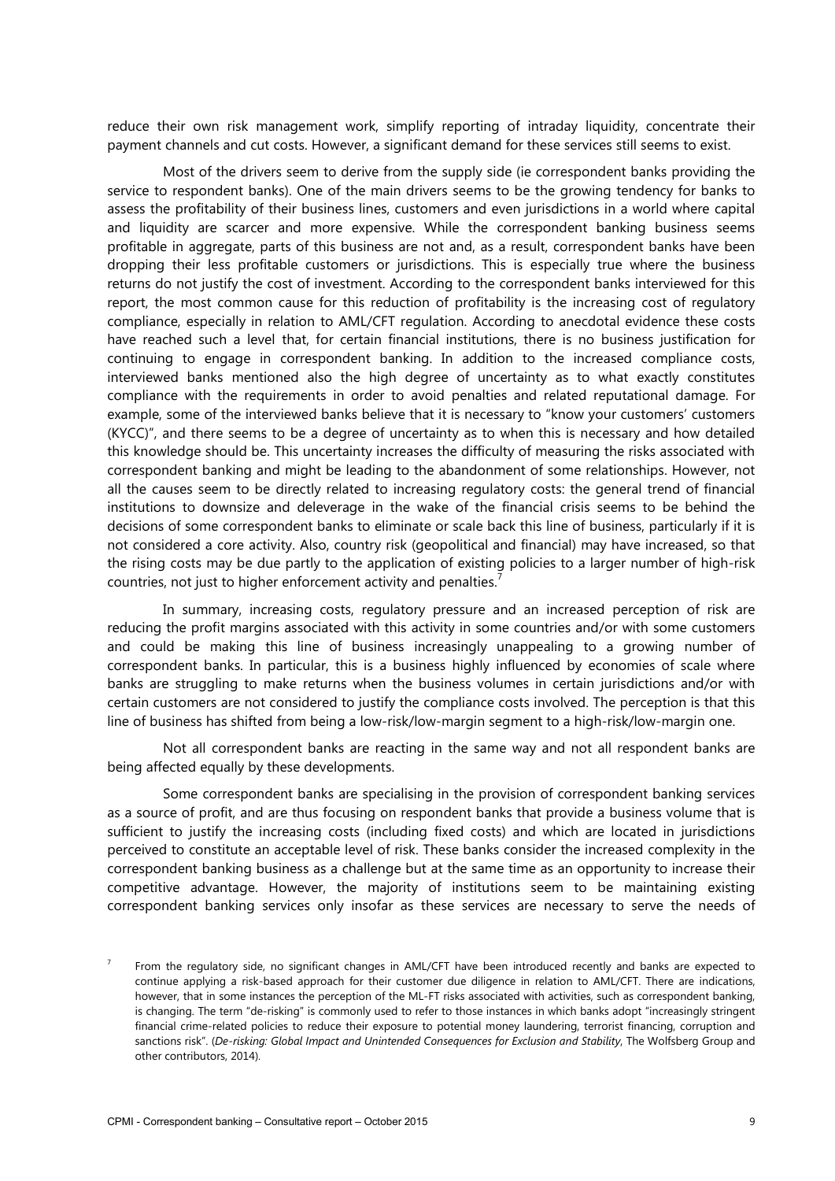reduce their own risk management work, simplify reporting of intraday liquidity, concentrate their payment channels and cut costs. However, a significant demand for these services still seems to exist.

Most of the drivers seem to derive from the supply side (ie correspondent banks providing the service to respondent banks). One of the main drivers seems to be the growing tendency for banks to assess the profitability of their business lines, customers and even jurisdictions in a world where capital and liquidity are scarcer and more expensive. While the correspondent banking business seems profitable in aggregate, parts of this business are not and, as a result, correspondent banks have been dropping their less profitable customers or jurisdictions. This is especially true where the business returns do not justify the cost of investment. According to the correspondent banks interviewed for this report, the most common cause for this reduction of profitability is the increasing cost of regulatory compliance, especially in relation to AML/CFT regulation. According to anecdotal evidence these costs have reached such a level that, for certain financial institutions, there is no business justification for continuing to engage in correspondent banking. In addition to the increased compliance costs, interviewed banks mentioned also the high degree of uncertainty as to what exactly constitutes compliance with the requirements in order to avoid penalties and related reputational damage. For example, some of the interviewed banks believe that it is necessary to "know your customers' customers (KYCC)", and there seems to be a degree of uncertainty as to when this is necessary and how detailed this knowledge should be. This uncertainty increases the difficulty of measuring the risks associated with correspondent banking and might be leading to the abandonment of some relationships. However, not all the causes seem to be directly related to increasing regulatory costs: the general trend of financial institutions to downsize and deleverage in the wake of the financial crisis seems to be behind the decisions of some correspondent banks to eliminate or scale back this line of business, particularly if it is not considered a core activity. Also, country risk (geopolitical and financial) may have increased, so that the rising costs may be due partly to the application of existing policies to a larger number of high-risk countries, not just to higher enforcement activity and penalties.[7]

In summary, increasing costs, regulatory pressure and an increased perception of risk are reducing the profit margins associated with this activity in some countries and/or with some customers and could be making this line of business increasingly unappealing to a growing number of correspondent banks. In particular, this is a business highly influenced by economies of scale where banks are struggling to make returns when the business volumes in certain jurisdictions and/or with certain customers are not considered to justify the compliance costs involved. The perception is that this line of business has shifted from being a low-risk/low-margin segment to a high-risk/low-margin one.

Not all correspondent banks are reacting in the same way and not all respondent banks are being affected equally by these developments.

Some correspondent banks are specialising in the provision of correspondent banking services as a source of profit, and are thus focusing on respondent banks that provide a business volume that is sufficient to justify the increasing costs (including fixed costs) and which are located in jurisdictions perceived to constitute an acceptable level of risk. These banks consider the increased complexity in the correspondent banking business as a challenge but at the same time as an opportunity to increase their competitive advantage. However, the majority of institutions seem to be maintaining existing correspondent banking services only insofar as these services are necessary to serve the needs of

[7] From the regulatory side, no significant changes in AML/CFT have been introduced recently and banks are expected to continue applying a risk-based approach for their customer due diligence in relation to AML/CFT. There are indications, however, that in some instances the perception of the ML-FT risks associated with activities, such as correspondent banking, is changing. The term "de-risking" is commonly used to refer to those instances in which banks adopt "increasingly stringent financial crime-related policies to reduce their exposure to potential money laundering, terrorist financing, corruption and sanctions risk". (*De-risking: Global Impact and Unintended Consequences for Exclusion and Stability*, The Wolfsberg Group and other contributors, 2014).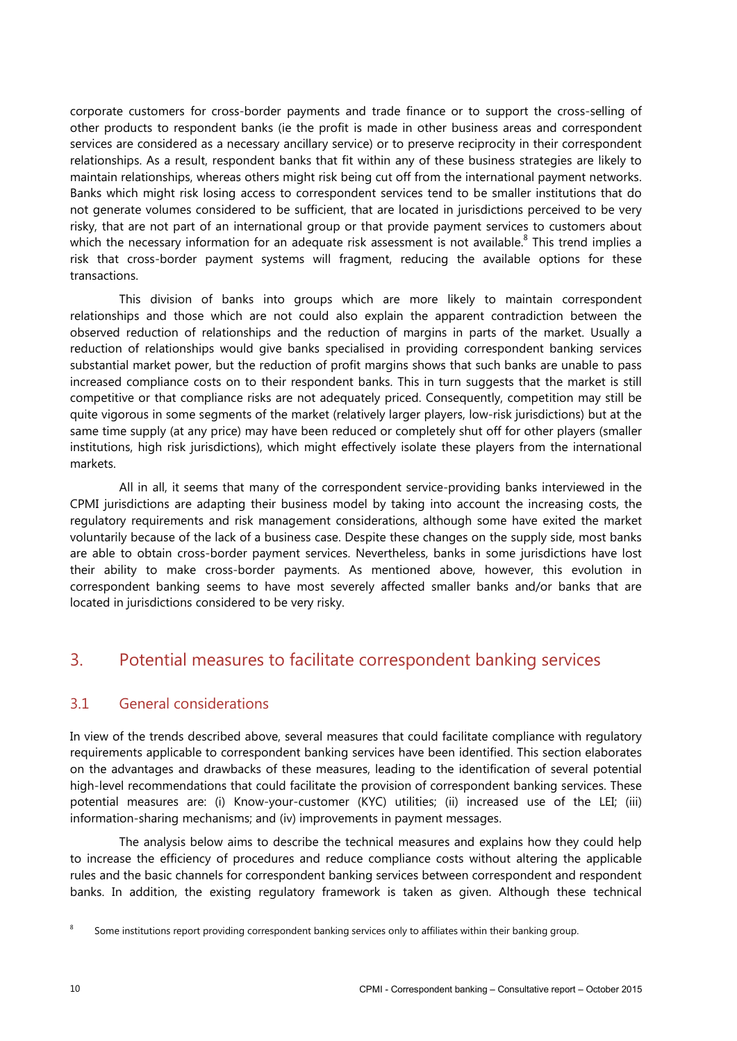corporate customers for cross-border payments and trade finance or to support the cross-selling of other products to respondent banks (ie the profit is made in other business areas and correspondent services are considered as a necessary ancillary service) or to preserve reciprocity in their correspondent relationships. As a result, respondent banks that fit within any of these business strategies are likely to maintain relationships, whereas others might risk being cut off from the international payment networks. Banks which might risk losing access to correspondent services tend to be smaller institutions that do not generate volumes considered to be sufficient, that are located in jurisdictions perceived to be very risky, that are not part of an international group or that provide payment services to customers about which the necessary information for an adequate risk assessment is not available.[8] This trend implies a risk that cross-border payment systems will fragment, reducing the available options for these transactions.

This division of banks into groups which are more likely to maintain correspondent relationships and those which are not could also explain the apparent contradiction between the observed reduction of relationships and the reduction of margins in parts of the market. Usually a reduction of relationships would give banks specialised in providing correspondent banking services substantial market power, but the reduction of profit margins shows that such banks are unable to pass increased compliance costs on to their respondent banks. This in turn suggests that the market is still competitive or that compliance risks are not adequately priced. Consequently, competition may still be quite vigorous in some segments of the market (relatively larger players, low-risk jurisdictions) but at the same time supply (at any price) may have been reduced or completely shut off for other players (smaller institutions, high risk jurisdictions), which might effectively isolate these players from the international markets.

All in all, it seems that many of the correspondent service-providing banks interviewed in the CPMI jurisdictions are adapting their business model by taking into account the increasing costs, the regulatory requirements and risk management considerations, although some have exited the market voluntarily because of the lack of a business case. Despite these changes on the supply side, most banks are able to obtain cross-border payment services. Nevertheless, banks in some jurisdictions have lost their ability to make cross-border payments. As mentioned above, however, this evolution in correspondent banking seems to have most severely affected smaller banks and/or banks that are located in jurisdictions considered to be very risky.

## 3. Potential measures to facilitate correspondent banking services

### 3.1 General considerations

In view of the trends described above, several measures that could facilitate compliance with regulatory requirements applicable to correspondent banking services have been identified. This section elaborates on the advantages and drawbacks of these measures, leading to the identification of several potential high-level recommendations that could facilitate the provision of correspondent banking services. These potential measures are: (i) Know-your-customer (KYC) utilities; (ii) increased use of the LEI; (iii) information-sharing mechanisms; and (iv) improvements in payment messages.

The analysis below aims to describe the technical measures and explains how they could help to increase the efficiency of procedures and reduce compliance costs without altering the applicable rules and the basic channels for correspondent banking services between correspondent and respondent banks. In addition, the existing regulatory framework is taken as given. Although these technical

[8] Some institutions report providing correspondent banking services only to affiliates within their banking group.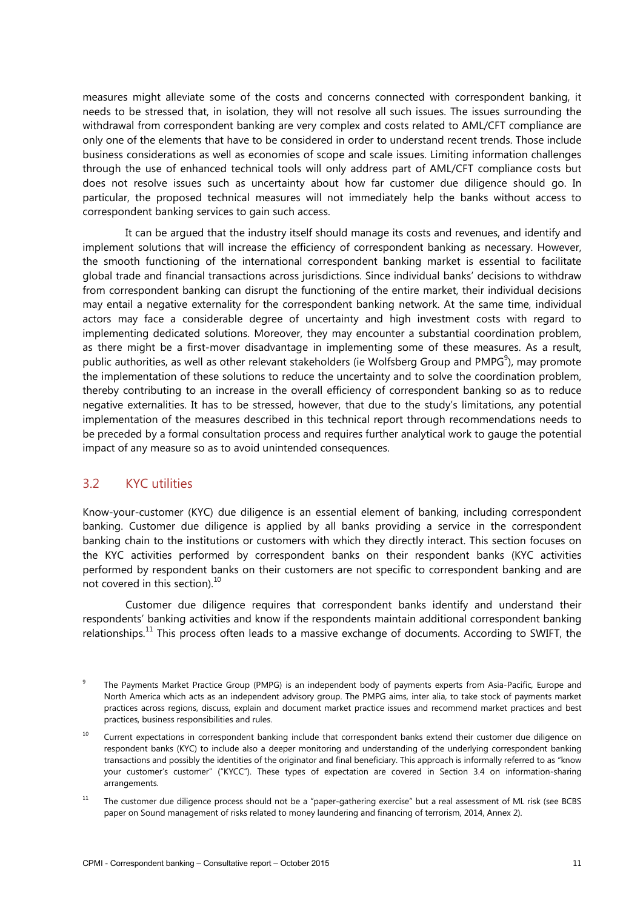measures might alleviate some of the costs and concerns connected with correspondent banking, it needs to be stressed that, in isolation, they will not resolve all such issues. The issues surrounding the withdrawal from correspondent banking are very complex and costs related to AML/CFT compliance are only one of the elements that have to be considered in order to understand recent trends. Those include business considerations as well as economies of scope and scale issues. Limiting information challenges through the use of enhanced technical tools will only address part of AML/CFT compliance costs but does not resolve issues such as uncertainty about how far customer due diligence should go. In particular, the proposed technical measures will not immediately help the banks without access to correspondent banking services to gain such access.

It can be argued that the industry itself should manage its costs and revenues, and identify and implement solutions that will increase the efficiency of correspondent banking as necessary. However, the smooth functioning of the international correspondent banking market is essential to facilitate global trade and financial transactions across jurisdictions. Since individual banks' decisions to withdraw from correspondent banking can disrupt the functioning of the entire market, their individual decisions may entail a negative externality for the correspondent banking network. At the same time, individual actors may face a considerable degree of uncertainty and high investment costs with regard to implementing dedicated solutions. Moreover, they may encounter a substantial coordination problem, as there might be a first-mover disadvantage in implementing some of these measures. As a result, public authorities, as well as other relevant stakeholders (ie Wolfsberg Group and PMPG[9]), may promote the implementation of these solutions to reduce the uncertainty and to solve the coordination problem, thereby contributing to an increase in the overall efficiency of correspondent banking so as to reduce negative externalities. It has to be stressed, however, that due to the study's limitations, any potential implementation of the measures described in this technical report through recommendations needs to be preceded by a formal consultation process and requires further analytical work to gauge the potential impact of any measure so as to avoid unintended consequences.

## 3.2 KYC utilities

Know-your-customer (KYC) due diligence is an essential element of banking, including correspondent banking. Customer due diligence is applied by all banks providing a service in the correspondent banking chain to the institutions or customers with which they directly interact. This section focuses on the KYC activities performed by correspondent banks on their respondent banks (KYC activities performed by respondent banks on their customers are not specific to correspondent banking and are not covered in this section).[10]

Customer due diligence requires that correspondent banks identify and understand their respondents' banking activities and know if the respondents maintain additional correspondent banking relationships.[11] This process often leads to a massive exchange of documents. According to SWIFT, the

---

[9] The Payments Market Practice Group (PMPG) is an independent body of payments experts from Asia-Pacific, Europe and North America which acts as an independent advisory group. The PMPG aims, inter alia, to take stock of payments market practices across regions, discuss, explain and document market practice issues and recommend market practices and best practices, business responsibilities and rules.

[10] Current expectations in correspondent banking include that correspondent banks extend their customer due diligence on respondent banks (KYC) to include also a deeper monitoring and understanding of the underlying correspondent banking transactions and possibly the identities of the originator and final beneficiary. This approach is informally referred to as "know your customer's customer" ("KYCC"). These types of expectation are covered in Section 3.4 on information-sharing arrangements.

[11] The customer due diligence process should not be a "paper-gathering exercise" but a real assessment of ML risk (see BCBS paper on Sound management of risks related to money laundering and financing of terrorism, 2014, Annex 2).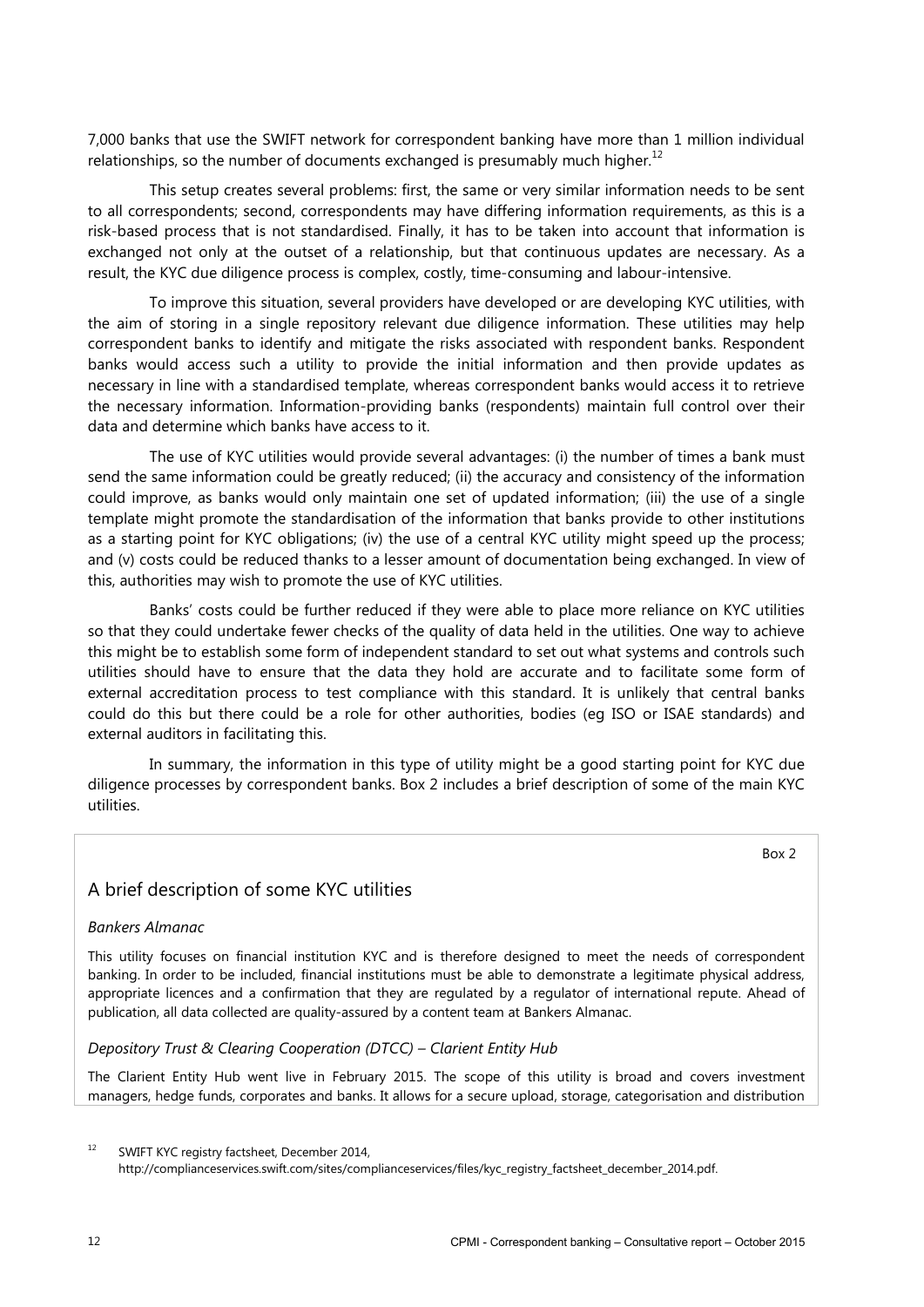7,000 banks that use the SWIFT network for correspondent banking have more than 1 million individual relationships, so the number of documents exchanged is presumably much higher.[12]

This setup creates several problems: first, the same or very similar information needs to be sent to all correspondents; second, correspondents may have differing information requirements, as this is a risk-based process that is not standardised. Finally, it has to be taken into account that information is exchanged not only at the outset of a relationship, but that continuous updates are necessary. As a result, the KYC due diligence process is complex, costly, time-consuming and labour-intensive.

To improve this situation, several providers have developed or are developing KYC utilities, with the aim of storing in a single repository relevant due diligence information. These utilities may help correspondent banks to identify and mitigate the risks associated with respondent banks. Respondent banks would access such a utility to provide the initial information and then provide updates as necessary in line with a standardised template, whereas correspondent banks would access it to retrieve the necessary information. Information-providing banks (respondents) maintain full control over their data and determine which banks have access to it.

The use of KYC utilities would provide several advantages: (i) the number of times a bank must send the same information could be greatly reduced; (ii) the accuracy and consistency of the information could improve, as banks would only maintain one set of updated information; (iii) the use of a single template might promote the standardisation of the information that banks provide to other institutions as a starting point for KYC obligations; (iv) the use of a central KYC utility might speed up the process; and (v) costs could be reduced thanks to a lesser amount of documentation being exchanged. In view of this, authorities may wish to promote the use of KYC utilities.

Banks' costs could be further reduced if they were able to place more reliance on KYC utilities so that they could undertake fewer checks of the quality of data held in the utilities. One way to achieve this might be to establish some form of independent standard to set out what systems and controls such utilities should have to ensure that the data they hold are accurate and to facilitate some form of external accreditation process to test compliance with this standard. It is unlikely that central banks could do this but there could be a role for other authorities, bodies (eg ISO or ISAE standards) and external auditors in facilitating this.

In summary, the information in this type of utility might be a good starting point for KYC due diligence processes by correspondent banks. Box 2 includes a brief description of some of the main KYC utilities.

Box 2

## A brief description of some KYC utilities

*Bankers Almanac*

This utility focuses on financial institution KYC and is therefore designed to meet the needs of correspondent banking. In order to be included, financial institutions must be able to demonstrate a legitimate physical address, appropriate licences and a confirmation that they are regulated by a regulator of international repute. Ahead of publication, all data collected are quality-assured by a content team at Bankers Almanac.

*Depository Trust & Clearing Cooperation (DTCC) – Clarient Entity Hub*

The Clarient Entity Hub went live in February 2015. The scope of this utility is broad and covers investment managers, hedge funds, corporates and banks. It allows for a secure upload, storage, categorisation and distribution

[12] SWIFT KYC registry factsheet, December 2014, http://complianceservices.swift.com/sites/complianceservices/files/kyc_registry_factsheet_december_2014.pdf.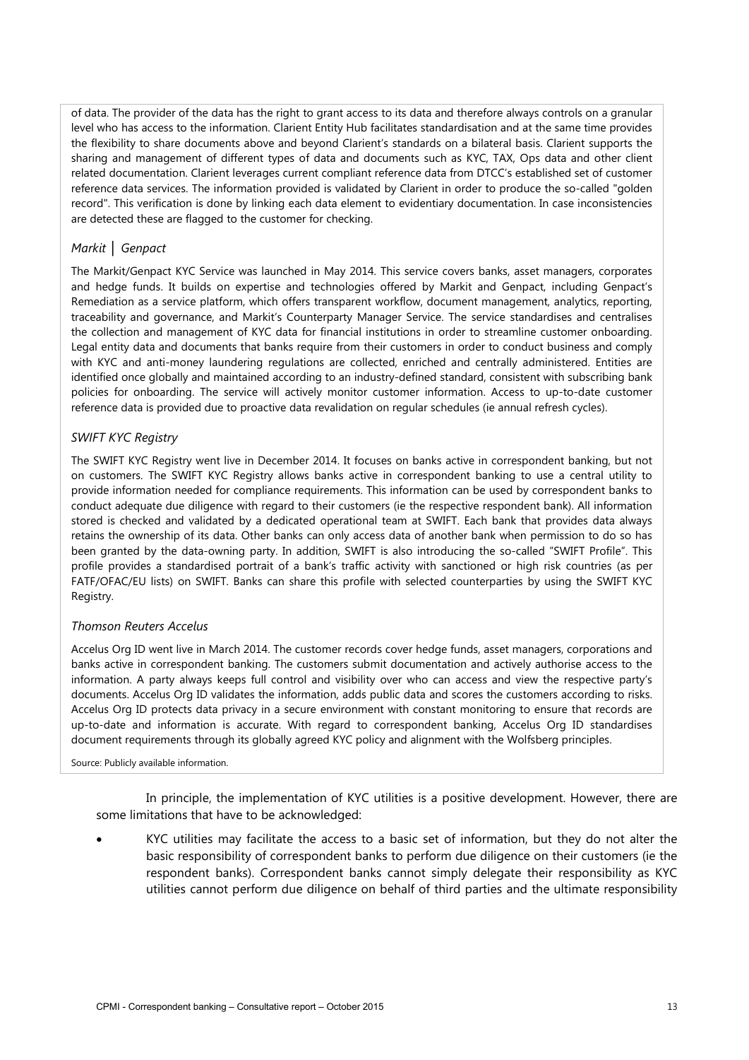of data. The provider of the data has the right to grant access to its data and therefore always controls on a granular level who has access to the information. Clarient Entity Hub facilitates standardisation and at the same time provides the flexibility to share documents above and beyond Clarient's standards on a bilateral basis. Clarient supports the sharing and management of different types of data and documents such as KYC, TAX, Ops data and other client related documentation. Clarient leverages current compliant reference data from DTCC's established set of customer reference data services. The information provided is validated by Clarient in order to produce the so-called "golden record". This verification is done by linking each data element to evidentiary documentation. In case inconsistencies are detected these are flagged to the customer for checking.

*Markit │ Genpact*

The Markit/Genpact KYC Service was launched in May 2014. This service covers banks, asset managers, corporates and hedge funds. It builds on expertise and technologies offered by Markit and Genpact, including Genpact's Remediation as a service platform, which offers transparent workflow, document management, analytics, reporting, traceability and governance, and Markit's Counterparty Manager Service. The service standardises and centralises the collection and management of KYC data for financial institutions in order to streamline customer onboarding. Legal entity data and documents that banks require from their customers in order to conduct business and comply with KYC and anti-money laundering regulations are collected, enriched and centrally administered. Entities are identified once globally and maintained according to an industry-defined standard, consistent with subscribing bank policies for onboarding. The service will actively monitor customer information. Access to up-to-date customer reference data is provided due to proactive data revalidation on regular schedules (ie annual refresh cycles).

*SWIFT KYC Registry*

The SWIFT KYC Registry went live in December 2014. It focuses on banks active in correspondent banking, but not on customers. The SWIFT KYC Registry allows banks active in correspondent banking to use a central utility to provide information needed for compliance requirements. This information can be used by correspondent banks to conduct adequate due diligence with regard to their customers (ie the respective respondent bank). All information stored is checked and validated by a dedicated operational team at SWIFT. Each bank that provides data always retains the ownership of its data. Other banks can only access data of another bank when permission to do so has been granted by the data-owning party. In addition, SWIFT is also introducing the so-called "SWIFT Profile". This profile provides a standardised portrait of a bank's traffic activity with sanctioned or high risk countries (as per FATF/OFAC/EU lists) on SWIFT. Banks can share this profile with selected counterparties by using the SWIFT KYC Registry.

*Thomson Reuters Accelus*

Accelus Org ID went live in March 2014. The customer records cover hedge funds, asset managers, corporations and banks active in correspondent banking. The customers submit documentation and actively authorise access to the information. A party always keeps full control and visibility over who can access and view the respective party's documents. Accelus Org ID validates the information, adds public data and scores the customers according to risks. Accelus Org ID protects data privacy in a secure environment with constant monitoring to ensure that records are up-to-date and information is accurate. With regard to correspondent banking, Accelus Org ID standardises document requirements through its globally agreed KYC policy and alignment with the Wolfsberg principles.

Source: Publicly available information.

In principle, the implementation of KYC utilities is a positive development. However, there are some limitations that have to be acknowledged:

- KYC utilities may facilitate the access to a basic set of information, but they do not alter the basic responsibility of correspondent banks to perform due diligence on their customers (ie the respondent banks). Correspondent banks cannot simply delegate their responsibility as KYC utilities cannot perform due diligence on behalf of third parties and the ultimate responsibility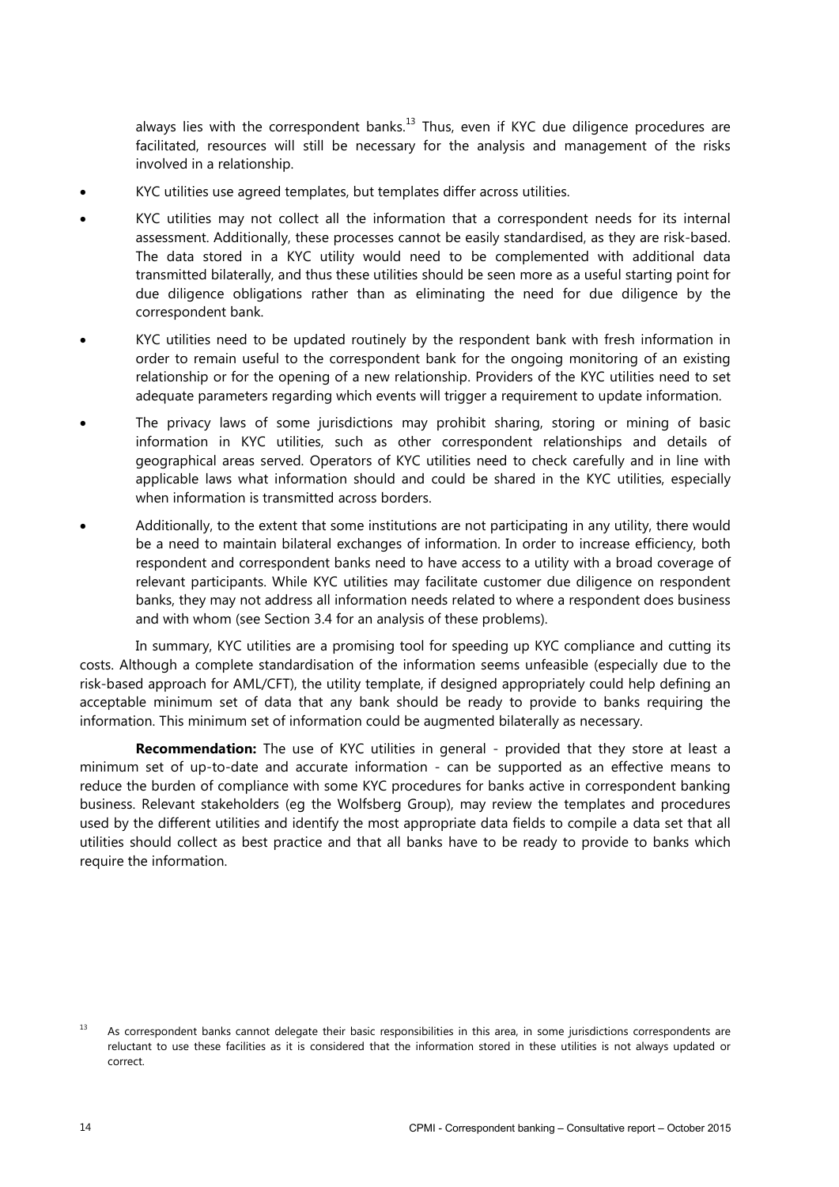always lies with the correspondent banks.[13] Thus, even if KYC due diligence procedures are facilitated, resources will still be necessary for the analysis and management of the risks involved in a relationship.

- KYC utilities use agreed templates, but templates differ across utilities.
- KYC utilities may not collect all the information that a correspondent needs for its internal assessment. Additionally, these processes cannot be easily standardised, as they are risk-based. The data stored in a KYC utility would need to be complemented with additional data transmitted bilaterally, and thus these utilities should be seen more as a useful starting point for due diligence obligations rather than as eliminating the need for due diligence by the correspondent bank.
- KYC utilities need to be updated routinely by the respondent bank with fresh information in order to remain useful to the correspondent bank for the ongoing monitoring of an existing relationship or for the opening of a new relationship. Providers of the KYC utilities need to set adequate parameters regarding which events will trigger a requirement to update information.
- The privacy laws of some jurisdictions may prohibit sharing, storing or mining of basic information in KYC utilities, such as other correspondent relationships and details of geographical areas served. Operators of KYC utilities need to check carefully and in line with applicable laws what information should and could be shared in the KYC utilities, especially when information is transmitted across borders.
- Additionally, to the extent that some institutions are not participating in any utility, there would be a need to maintain bilateral exchanges of information. In order to increase efficiency, both respondent and correspondent banks need to have access to a utility with a broad coverage of relevant participants. While KYC utilities may facilitate customer due diligence on respondent banks, they may not address all information needs related to where a respondent does business and with whom (see Section 3.4 for an analysis of these problems).

In summary, KYC utilities are a promising tool for speeding up KYC compliance and cutting its costs. Although a complete standardisation of the information seems unfeasible (especially due to the risk-based approach for AML/CFT), the utility template, if designed appropriately could help defining an acceptable minimum set of data that any bank should be ready to provide to banks requiring the information. This minimum set of information could be augmented bilaterally as necessary.

**Recommendation:** The use of KYC utilities in general - provided that they store at least a minimum set of up-to-date and accurate information - can be supported as an effective means to reduce the burden of compliance with some KYC procedures for banks active in correspondent banking business. Relevant stakeholders (eg the Wolfsberg Group), may review the templates and procedures used by the different utilities and identify the most appropriate data fields to compile a data set that all utilities should collect as best practice and that all banks have to be ready to provide to banks which require the information.

[13] As correspondent banks cannot delegate their basic responsibilities in this area, in some jurisdictions correspondents are reluctant to use these facilities as it is considered that the information stored in these utilities is not always updated or correct.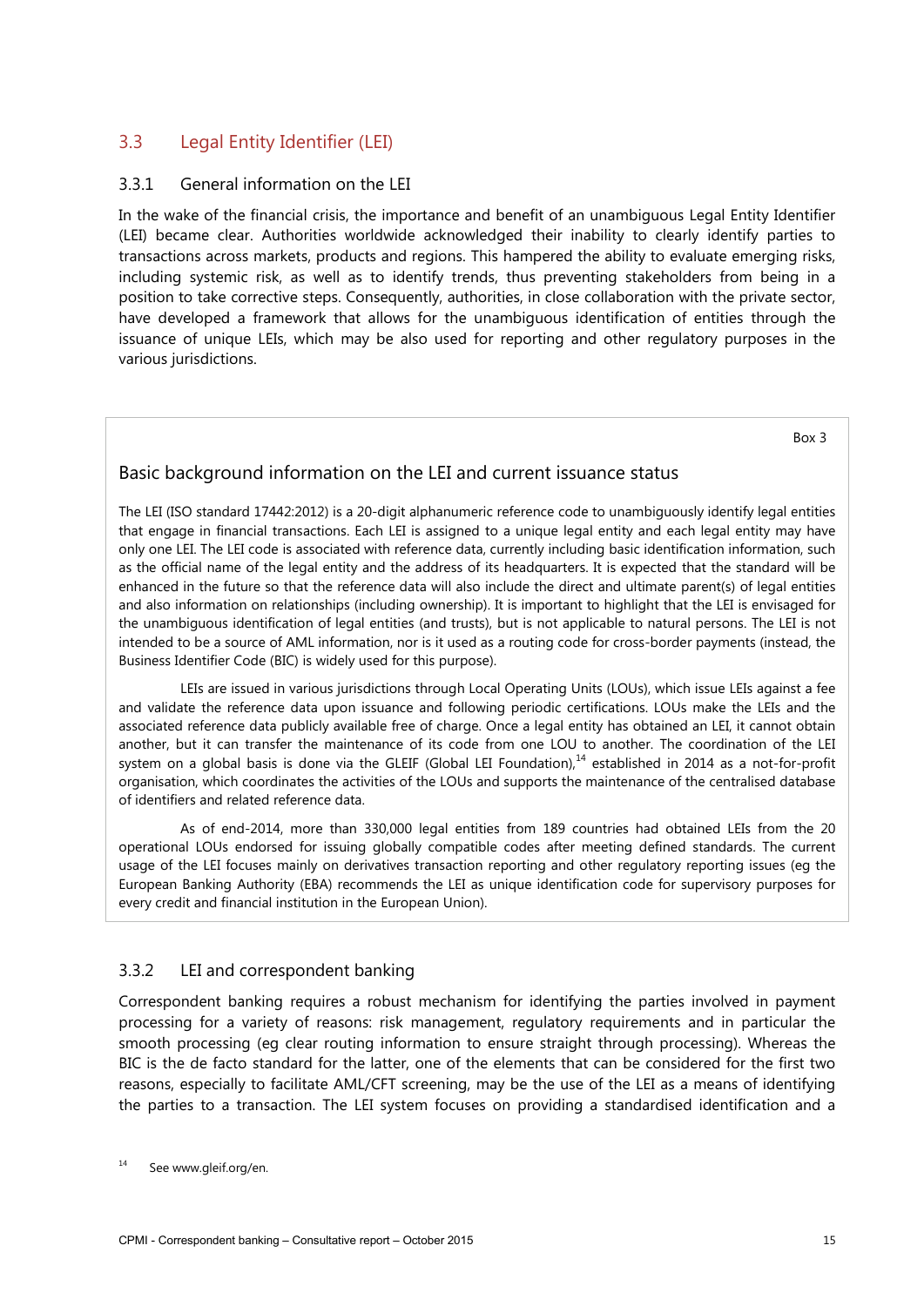## 3.3 Legal Entity Identifier (LEI)

### 3.3.1 General information on the LEI

In the wake of the financial crisis, the importance and benefit of an unambiguous Legal Entity Identifier (LEI) became clear. Authorities worldwide acknowledged their inability to clearly identify parties to transactions across markets, products and regions. This hampered the ability to evaluate emerging risks, including systemic risk, as well as to identify trends, thus preventing stakeholders from being in a position to take corrective steps. Consequently, authorities, in close collaboration with the private sector, have developed a framework that allows for the unambiguous identification of entities through the issuance of unique LEIs, which may be also used for reporting and other regulatory purposes in the various jurisdictions.

Box 3

#### Basic background information on the LEI and current issuance status

The LEI (ISO standard 17442:2012) is a 20-digit alphanumeric reference code to unambiguously identify legal entities that engage in financial transactions. Each LEI is assigned to a unique legal entity and each legal entity may have only one LEI. The LEI code is associated with reference data, currently including basic identification information, such as the official name of the legal entity and the address of its headquarters. It is expected that the standard will be enhanced in the future so that the reference data will also include the direct and ultimate parent(s) of legal entities and also information on relationships (including ownership). It is important to highlight that the LEI is envisaged for the unambiguous identification of legal entities (and trusts), but is not applicable to natural persons. The LEI is not intended to be a source of AML information, nor is it used as a routing code for cross-border payments (instead, the Business Identifier Code (BIC) is widely used for this purpose).

LEIs are issued in various jurisdictions through Local Operating Units (LOUs), which issue LEIs against a fee and validate the reference data upon issuance and following periodic certifications. LOUs make the LEIs and the associated reference data publicly available free of charge. Once a legal entity has obtained an LEI, it cannot obtain another, but it can transfer the maintenance of its code from one LOU to another. The coordination of the LEI system on a global basis is done via the GLEIF (Global LEI Foundation),[14] established in 2014 as a not-for-profit organisation, which coordinates the activities of the LOUs and supports the maintenance of the centralised database of identifiers and related reference data.

As of end-2014, more than 330,000 legal entities from 189 countries had obtained LEIs from the 20 operational LOUs endorsed for issuing globally compatible codes after meeting defined standards. The current usage of the LEI focuses mainly on derivatives transaction reporting and other regulatory reporting issues (eg the European Banking Authority (EBA) recommends the LEI as unique identification code for supervisory purposes for every credit and financial institution in the European Union).

### 3.3.2 LEI and correspondent banking

Correspondent banking requires a robust mechanism for identifying the parties involved in payment processing for a variety of reasons: risk management, regulatory requirements and in particular the smooth processing (eg clear routing information to ensure straight through processing). Whereas the BIC is the de facto standard for the latter, one of the elements that can be considered for the first two reasons, especially to facilitate AML/CFT screening, may be the use of the LEI as a means of identifying the parties to a transaction. The LEI system focuses on providing a standardised identification and a

[14] See www.gleif.org/en.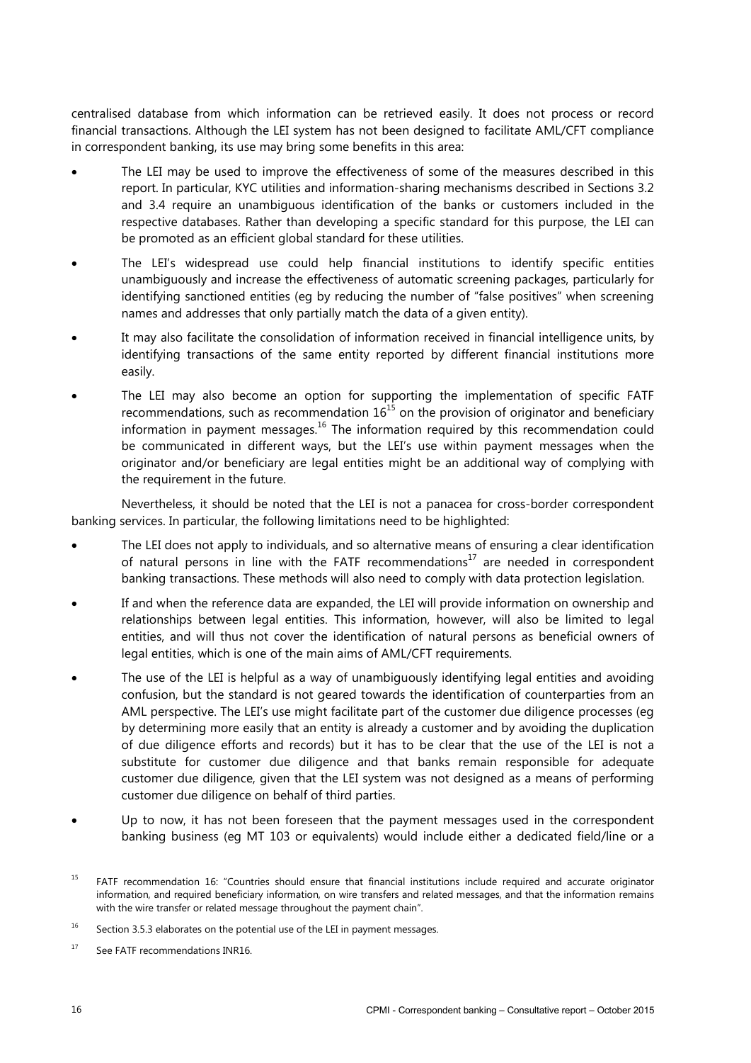centralised database from which information can be retrieved easily. It does not process or record financial transactions. Although the LEI system has not been designed to facilitate AML/CFT compliance in correspondent banking, its use may bring some benefits in this area:

- The LEI may be used to improve the effectiveness of some of the measures described in this report. In particular, KYC utilities and information-sharing mechanisms described in Sections 3.2 and 3.4 require an unambiguous identification of the banks or customers included in the respective databases. Rather than developing a specific standard for this purpose, the LEI can be promoted as an efficient global standard for these utilities.
- The LEI's widespread use could help financial institutions to identify specific entities unambiguously and increase the effectiveness of automatic screening packages, particularly for identifying sanctioned entities (eg by reducing the number of "false positives" when screening names and addresses that only partially match the data of a given entity).
- It may also facilitate the consolidation of information received in financial intelligence units, by identifying transactions of the same entity reported by different financial institutions more easily.
- The LEI may also become an option for supporting the implementation of specific FATF recommendations, such as recommendation 16[15] on the provision of originator and beneficiary information in payment messages.[16] The information required by this recommendation could be communicated in different ways, but the LEI's use within payment messages when the originator and/or beneficiary are legal entities might be an additional way of complying with the requirement in the future.

Nevertheless, it should be noted that the LEI is not a panacea for cross-border correspondent banking services. In particular, the following limitations need to be highlighted:

- The LEI does not apply to individuals, and so alternative means of ensuring a clear identification of natural persons in line with the FATF recommendations[17] are needed in correspondent banking transactions. These methods will also need to comply with data protection legislation.
- If and when the reference data are expanded, the LEI will provide information on ownership and relationships between legal entities. This information, however, will also be limited to legal entities, and will thus not cover the identification of natural persons as beneficial owners of legal entities, which is one of the main aims of AML/CFT requirements.
- The use of the LEI is helpful as a way of unambiguously identifying legal entities and avoiding confusion, but the standard is not geared towards the identification of counterparties from an AML perspective. The LEI's use might facilitate part of the customer due diligence processes (eg by determining more easily that an entity is already a customer and by avoiding the duplication of due diligence efforts and records) but it has to be clear that the use of the LEI is not a substitute for customer due diligence and that banks remain responsible for adequate customer due diligence, given that the LEI system was not designed as a means of performing customer due diligence on behalf of third parties.
- Up to now, it has not been foreseen that the payment messages used in the correspondent banking business (eg MT 103 or equivalents) would include either a dedicated field/line or a

[15] FATF recommendation 16: "Countries should ensure that financial institutions include required and accurate originator information, and required beneficiary information, on wire transfers and related messages, and that the information remains with the wire transfer or related message throughout the payment chain".

[16] Section 3.5.3 elaborates on the potential use of the LEI in payment messages.

[17] See FATF recommendations INR16.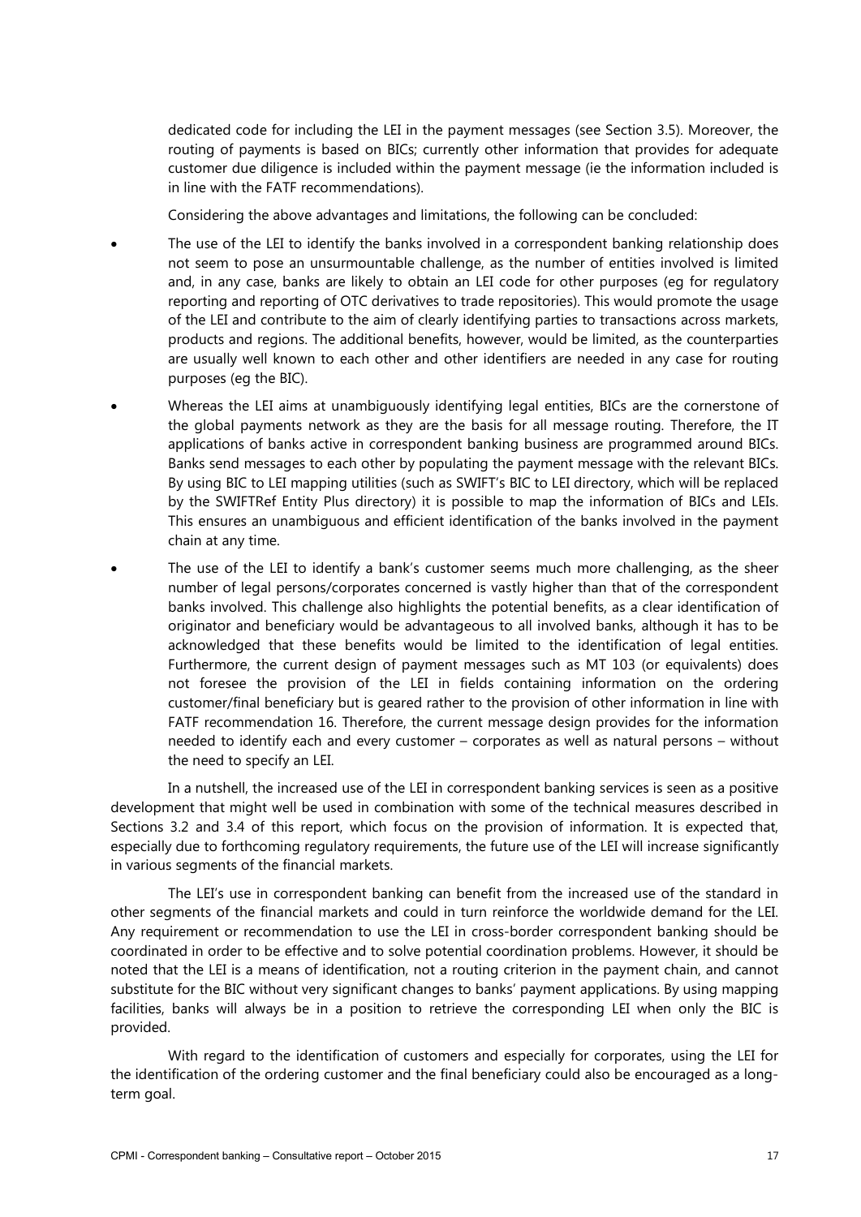dedicated code for including the LEI in the payment messages (see Section 3.5). Moreover, the routing of payments is based on BICs; currently other information that provides for adequate customer due diligence is included within the payment message (ie the information included is in line with the FATF recommendations).

Considering the above advantages and limitations, the following can be concluded:

- The use of the LEI to identify the banks involved in a correspondent banking relationship does not seem to pose an unsurmountable challenge, as the number of entities involved is limited and, in any case, banks are likely to obtain an LEI code for other purposes (eg for regulatory reporting and reporting of OTC derivatives to trade repositories). This would promote the usage of the LEI and contribute to the aim of clearly identifying parties to transactions across markets, products and regions. The additional benefits, however, would be limited, as the counterparties are usually well known to each other and other identifiers are needed in any case for routing purposes (eg the BIC).
- Whereas the LEI aims at unambiguously identifying legal entities, BICs are the cornerstone of the global payments network as they are the basis for all message routing. Therefore, the IT applications of banks active in correspondent banking business are programmed around BICs. Banks send messages to each other by populating the payment message with the relevant BICs. By using BIC to LEI mapping utilities (such as SWIFT's BIC to LEI directory, which will be replaced by the SWIFTRef Entity Plus directory) it is possible to map the information of BICs and LEIs. This ensures an unambiguous and efficient identification of the banks involved in the payment chain at any time.
- The use of the LEI to identify a bank's customer seems much more challenging, as the sheer number of legal persons/corporates concerned is vastly higher than that of the correspondent banks involved. This challenge also highlights the potential benefits, as a clear identification of originator and beneficiary would be advantageous to all involved banks, although it has to be acknowledged that these benefits would be limited to the identification of legal entities. Furthermore, the current design of payment messages such as MT 103 (or equivalents) does not foresee the provision of the LEI in fields containing information on the ordering customer/final beneficiary but is geared rather to the provision of other information in line with FATF recommendation 16. Therefore, the current message design provides for the information needed to identify each and every customer – corporates as well as natural persons – without the need to specify an LEI.

In a nutshell, the increased use of the LEI in correspondent banking services is seen as a positive development that might well be used in combination with some of the technical measures described in Sections 3.2 and 3.4 of this report, which focus on the provision of information. It is expected that, especially due to forthcoming regulatory requirements, the future use of the LEI will increase significantly in various segments of the financial markets.

The LEI's use in correspondent banking can benefit from the increased use of the standard in other segments of the financial markets and could in turn reinforce the worldwide demand for the LEI. Any requirement or recommendation to use the LEI in cross-border correspondent banking should be coordinated in order to be effective and to solve potential coordination problems. However, it should be noted that the LEI is a means of identification, not a routing criterion in the payment chain, and cannot substitute for the BIC without very significant changes to banks' payment applications. By using mapping facilities, banks will always be in a position to retrieve the corresponding LEI when only the BIC is provided.

With regard to the identification of customers and especially for corporates, using the LEI for the identification of the ordering customer and the final beneficiary could also be encouraged as a long-term goal.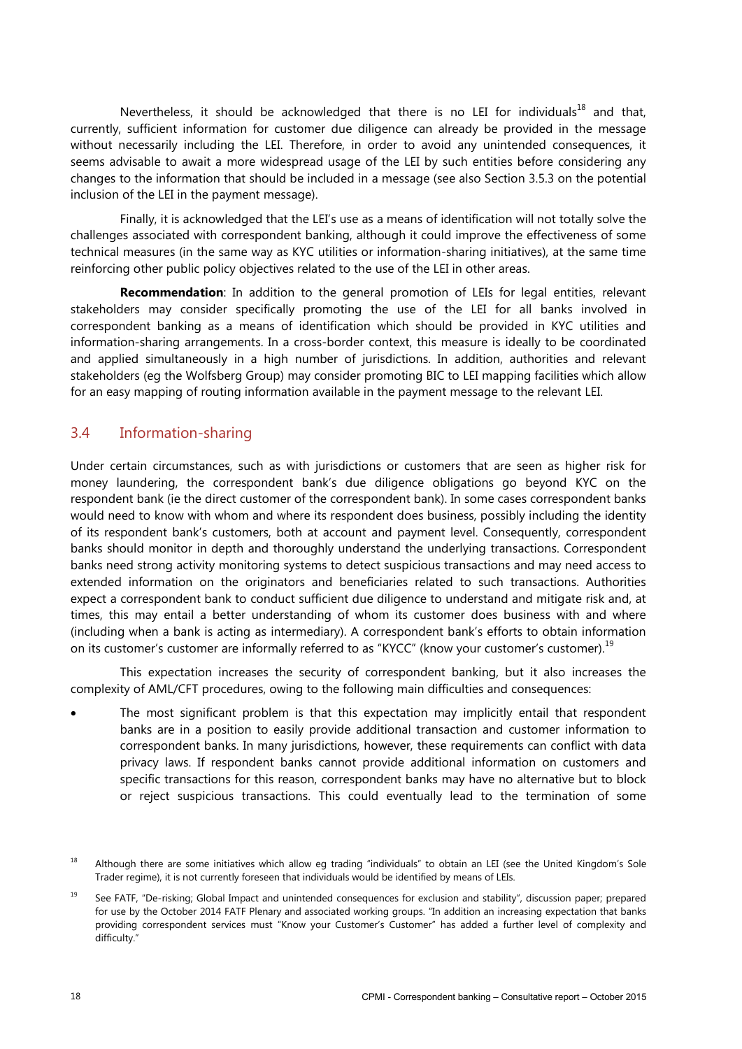Nevertheless, it should be acknowledged that there is no LEI for individuals[18] and that, currently, sufficient information for customer due diligence can already be provided in the message without necessarily including the LEI. Therefore, in order to avoid any unintended consequences, it seems advisable to await a more widespread usage of the LEI by such entities before considering any changes to the information that should be included in a message (see also Section 3.5.3 on the potential inclusion of the LEI in the payment message).

Finally, it is acknowledged that the LEI's use as a means of identification will not totally solve the challenges associated with correspondent banking, although it could improve the effectiveness of some technical measures (in the same way as KYC utilities or information-sharing initiatives), at the same time reinforcing other public policy objectives related to the use of the LEI in other areas.

**Recommendation**: In addition to the general promotion of LEIs for legal entities, relevant stakeholders may consider specifically promoting the use of the LEI for all banks involved in correspondent banking as a means of identification which should be provided in KYC utilities and information-sharing arrangements. In a cross-border context, this measure is ideally to be coordinated and applied simultaneously in a high number of jurisdictions. In addition, authorities and relevant stakeholders (eg the Wolfsberg Group) may consider promoting BIC to LEI mapping facilities which allow for an easy mapping of routing information available in the payment message to the relevant LEI.

## 3.4 Information-sharing

Under certain circumstances, such as with jurisdictions or customers that are seen as higher risk for money laundering, the correspondent bank's due diligence obligations go beyond KYC on the respondent bank (ie the direct customer of the correspondent bank). In some cases correspondent banks would need to know with whom and where its respondent does business, possibly including the identity of its respondent bank's customers, both at account and payment level. Consequently, correspondent banks should monitor in depth and thoroughly understand the underlying transactions. Correspondent banks need strong activity monitoring systems to detect suspicious transactions and may need access to extended information on the originators and beneficiaries related to such transactions. Authorities expect a correspondent bank to conduct sufficient due diligence to understand and mitigate risk and, at times, this may entail a better understanding of whom its customer does business with and where (including when a bank is acting as intermediary). A correspondent bank's efforts to obtain information on its customer's customer are informally referred to as "KYCC" (know your customer's customer).[19]

This expectation increases the security of correspondent banking, but it also increases the complexity of AML/CFT procedures, owing to the following main difficulties and consequences:

- The most significant problem is that this expectation may implicitly entail that respondent banks are in a position to easily provide additional transaction and customer information to correspondent banks. In many jurisdictions, however, these requirements can conflict with data privacy laws. If respondent banks cannot provide additional information on customers and specific transactions for this reason, correspondent banks may have no alternative but to block or reject suspicious transactions. This could eventually lead to the termination of some

[18] Although there are some initiatives which allow eg trading "individuals" to obtain an LEI (see the United Kingdom's Sole Trader regime), it is not currently foreseen that individuals would be identified by means of LEIs.

[19] See FATF, "De-risking; Global Impact and unintended consequences for exclusion and stability", discussion paper; prepared for use by the October 2014 FATF Plenary and associated working groups. "In addition an increasing expectation that banks providing correspondent services must "Know your Customer's Customer" has added a further level of complexity and difficulty."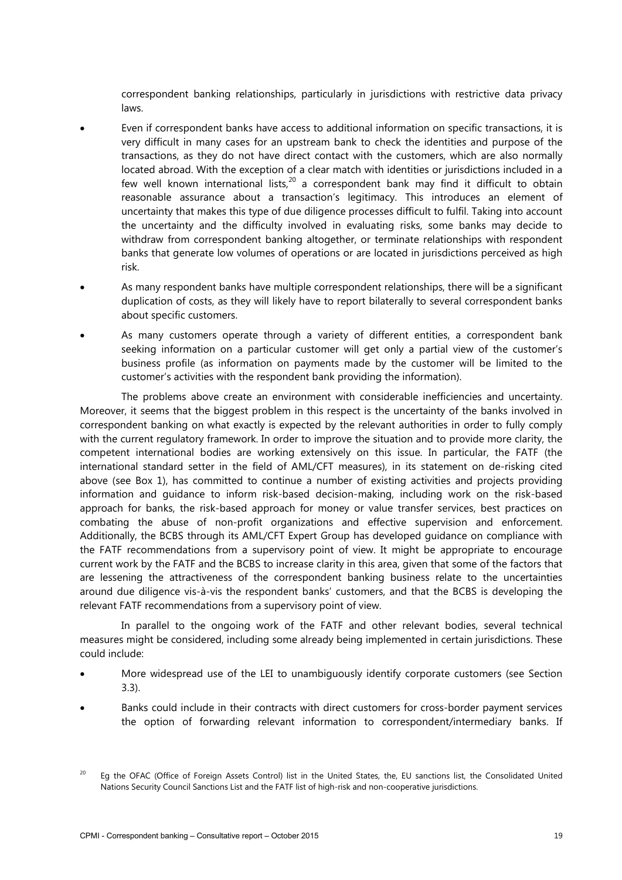correspondent banking relationships, particularly in jurisdictions with restrictive data privacy laws.

- Even if correspondent banks have access to additional information on specific transactions, it is very difficult in many cases for an upstream bank to check the identities and purpose of the transactions, as they do not have direct contact with the customers, which are also normally located abroad. With the exception of a clear match with identities or jurisdictions included in a few well known international lists,[20] a correspondent bank may find it difficult to obtain reasonable assurance about a transaction's legitimacy. This introduces an element of uncertainty that makes this type of due diligence processes difficult to fulfil. Taking into account the uncertainty and the difficulty involved in evaluating risks, some banks may decide to withdraw from correspondent banking altogether, or terminate relationships with respondent banks that generate low volumes of operations or are located in jurisdictions perceived as high risk.
- As many respondent banks have multiple correspondent relationships, there will be a significant duplication of costs, as they will likely have to report bilaterally to several correspondent banks about specific customers.
- As many customers operate through a variety of different entities, a correspondent bank seeking information on a particular customer will get only a partial view of the customer's business profile (as information on payments made by the customer will be limited to the customer's activities with the respondent bank providing the information).

The problems above create an environment with considerable inefficiencies and uncertainty. Moreover, it seems that the biggest problem in this respect is the uncertainty of the banks involved in correspondent banking on what exactly is expected by the relevant authorities in order to fully comply with the current regulatory framework. In order to improve the situation and to provide more clarity, the competent international bodies are working extensively on this issue. In particular, the FATF (the international standard setter in the field of AML/CFT measures), in its statement on de-risking cited above (see Box 1), has committed to continue a number of existing activities and projects providing information and guidance to inform risk-based decision-making, including work on the risk-based approach for banks, the risk-based approach for money or value transfer services, best practices on combating the abuse of non-profit organizations and effective supervision and enforcement. Additionally, the BCBS through its AML/CFT Expert Group has developed guidance on compliance with the FATF recommendations from a supervisory point of view. It might be appropriate to encourage current work by the FATF and the BCBS to increase clarity in this area, given that some of the factors that are lessening the attractiveness of the correspondent banking business relate to the uncertainties around due diligence vis-à-vis the respondent banks' customers, and that the BCBS is developing the relevant FATF recommendations from a supervisory point of view.

In parallel to the ongoing work of the FATF and other relevant bodies, several technical measures might be considered, including some already being implemented in certain jurisdictions. These could include:

- More widespread use of the LEI to unambiguously identify corporate customers (see Section 3.3).
- Banks could include in their contracts with direct customers for cross-border payment services the option of forwarding relevant information to correspondent/intermediary banks. If

[20] Eg the OFAC (Office of Foreign Assets Control) list in the United States, the, EU sanctions list, the Consolidated United Nations Security Council Sanctions List and the FATF list of high-risk and non-cooperative jurisdictions.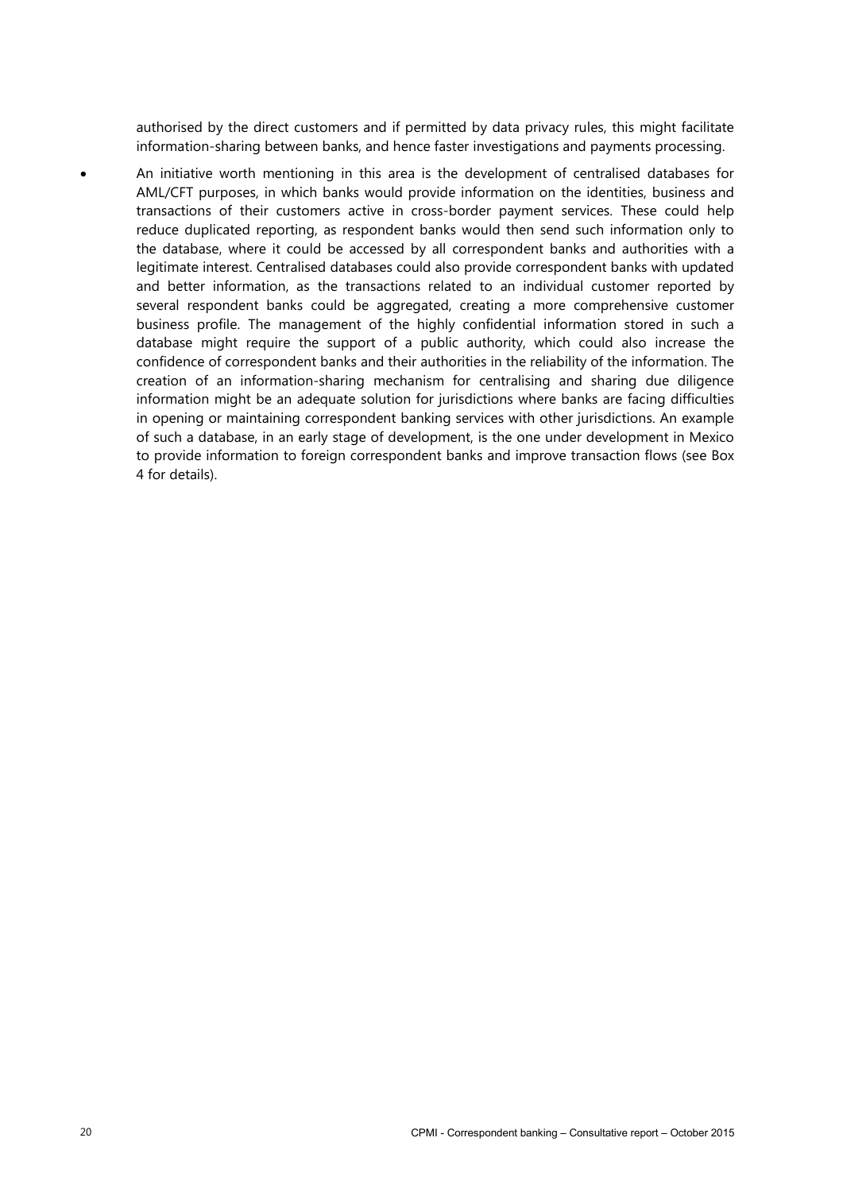authorised by the direct customers and if permitted by data privacy rules, this might facilitate information-sharing between banks, and hence faster investigations and payments processing.

- An initiative worth mentioning in this area is the development of centralised databases for AML/CFT purposes, in which banks would provide information on the identities, business and transactions of their customers active in cross-border payment services. These could help reduce duplicated reporting, as respondent banks would then send such information only to the database, where it could be accessed by all correspondent banks and authorities with a legitimate interest. Centralised databases could also provide correspondent banks with updated and better information, as the transactions related to an individual customer reported by several respondent banks could be aggregated, creating a more comprehensive customer business profile. The management of the highly confidential information stored in such a database might require the support of a public authority, which could also increase the confidence of correspondent banks and their authorities in the reliability of the information. The creation of an information-sharing mechanism for centralising and sharing due diligence information might be an adequate solution for jurisdictions where banks are facing difficulties in opening or maintaining correspondent banking services with other jurisdictions. An example of such a database, in an early stage of development, is the one under development in Mexico to provide information to foreign correspondent banks and improve transaction flows (see Box 4 for details).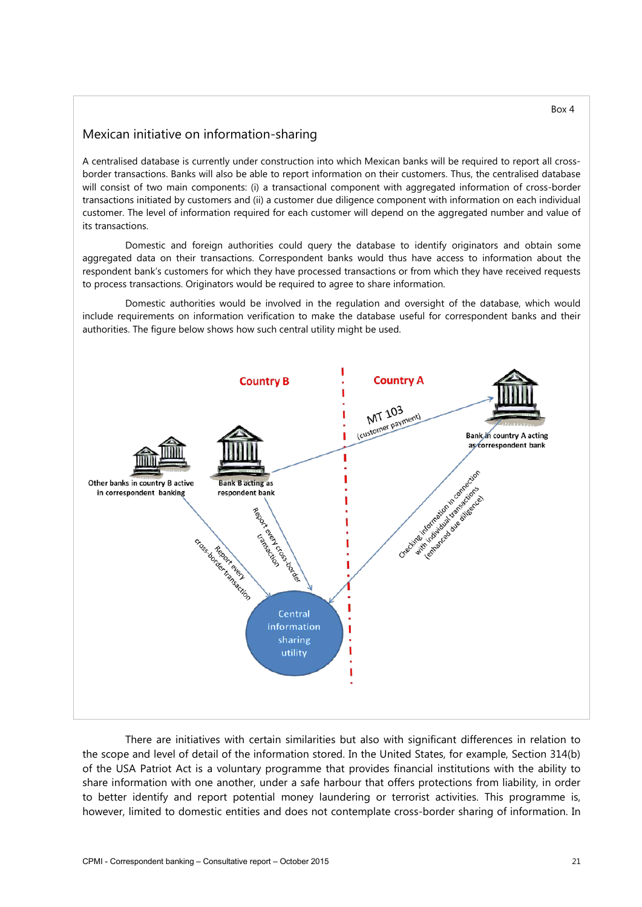Box 4

## Mexican initiative on information-sharing

A centralised database is currently under construction into which Mexican banks will be required to report all cross-border transactions. Banks will also be able to report information on their customers. Thus, the centralised database will consist of two main components: (i) a transactional component with aggregated information of cross-border transactions initiated by customers and (ii) a customer due diligence component with information on each individual customer. The level of information required for each customer will depend on the aggregated number and value of its transactions.

Domestic and foreign authorities could query the database to identify originators and obtain some aggregated data on their transactions. Correspondent banks would thus have access to information about the respondent bank's customers for which they have processed transactions or from which they have received requests to process transactions. Originators would be required to agree to share information.

Domestic authorities would be involved in the regulation and oversight of the database, which would include requirements on information verification to make the database useful for correspondent banks and their authorities. The figure below shows how such central utility might be used.

Country B | Country A

MT 103 (customer payment)

Other banks in country B active in correspondent banking

Bank B acting as respondent bank

Bank in country A acting as correspondent bank

Report every cross-border transaction

Report every cross-border transaction

Checking information in connection with individual transactions (enhanced due diligence)

Central information sharing utility

There are initiatives with certain similarities but also with significant differences in relation to the scope and level of detail of the information stored. In the United States, for example, Section 314(b) of the USA Patriot Act is a voluntary programme that provides financial institutions with the ability to share information with one another, under a safe harbour that offers protections from liability, in order to better identify and report potential money laundering or terrorist activities. This programme is, however, limited to domestic entities and does not contemplate cross-border sharing of information. In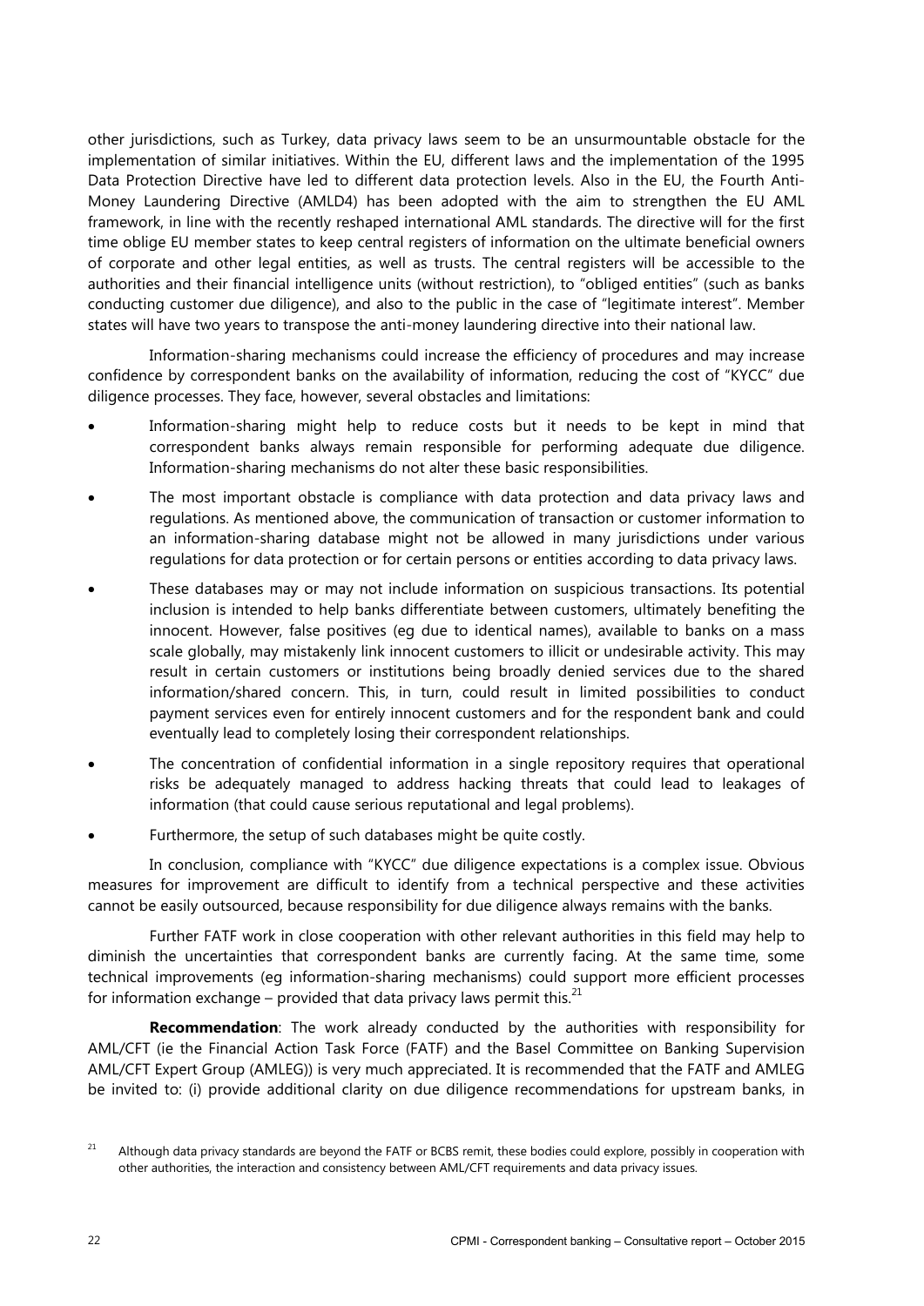other jurisdictions, such as Turkey, data privacy laws seem to be an unsurmountable obstacle for the implementation of similar initiatives. Within the EU, different laws and the implementation of the 1995 Data Protection Directive have led to different data protection levels. Also in the EU, the Fourth Anti-Money Laundering Directive (AMLD4) has been adopted with the aim to strengthen the EU AML framework, in line with the recently reshaped international AML standards. The directive will for the first time oblige EU member states to keep central registers of information on the ultimate beneficial owners of corporate and other legal entities, as well as trusts. The central registers will be accessible to the authorities and their financial intelligence units (without restriction), to "obliged entities" (such as banks conducting customer due diligence), and also to the public in the case of "legitimate interest". Member states will have two years to transpose the anti-money laundering directive into their national law.

Information-sharing mechanisms could increase the efficiency of procedures and may increase confidence by correspondent banks on the availability of information, reducing the cost of "KYCC" due diligence processes. They face, however, several obstacles and limitations:

- Information-sharing might help to reduce costs but it needs to be kept in mind that correspondent banks always remain responsible for performing adequate due diligence. Information-sharing mechanisms do not alter these basic responsibilities.
- The most important obstacle is compliance with data protection and data privacy laws and regulations. As mentioned above, the communication of transaction or customer information to an information-sharing database might not be allowed in many jurisdictions under various regulations for data protection or for certain persons or entities according to data privacy laws.
- These databases may or may not include information on suspicious transactions. Its potential inclusion is intended to help banks differentiate between customers, ultimately benefiting the innocent. However, false positives (eg due to identical names), available to banks on a mass scale globally, may mistakenly link innocent customers to illicit or undesirable activity. This may result in certain customers or institutions being broadly denied services due to the shared information/shared concern. This, in turn, could result in limited possibilities to conduct payment services even for entirely innocent customers and for the respondent bank and could eventually lead to completely losing their correspondent relationships.
- The concentration of confidential information in a single repository requires that operational risks be adequately managed to address hacking threats that could lead to leakages of information (that could cause serious reputational and legal problems).
- Furthermore, the setup of such databases might be quite costly.

In conclusion, compliance with "KYCC" due diligence expectations is a complex issue. Obvious measures for improvement are difficult to identify from a technical perspective and these activities cannot be easily outsourced, because responsibility for due diligence always remains with the banks.

Further FATF work in close cooperation with other relevant authorities in this field may help to diminish the uncertainties that correspondent banks are currently facing. At the same time, some technical improvements (eg information-sharing mechanisms) could support more efficient processes for information exchange – provided that data privacy laws permit this.[21]

**Recommendation**: The work already conducted by the authorities with responsibility for AML/CFT (ie the Financial Action Task Force (FATF) and the Basel Committee on Banking Supervision AML/CFT Expert Group (AMLEG)) is very much appreciated. It is recommended that the FATF and AMLEG be invited to: (i) provide additional clarity on due diligence recommendations for upstream banks, in

[21] Although data privacy standards are beyond the FATF or BCBS remit, these bodies could explore, possibly in cooperation with other authorities, the interaction and consistency between AML/CFT requirements and data privacy issues.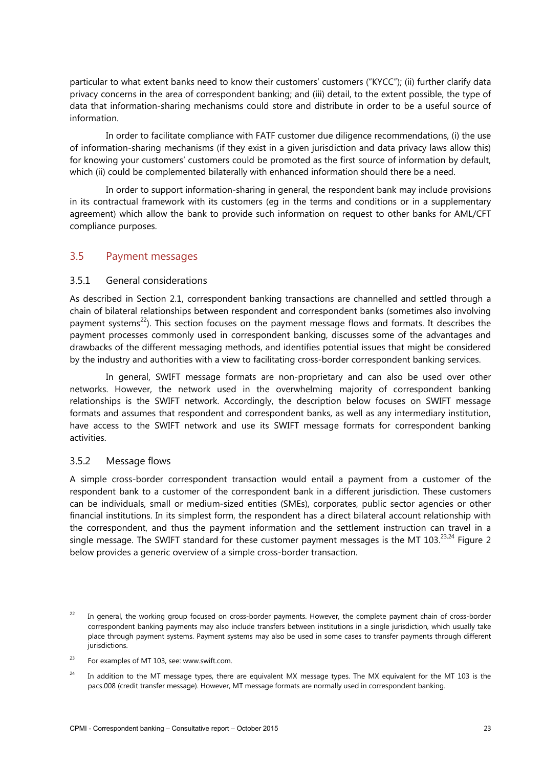particular to what extent banks need to know their customers' customers ("KYCC"); (ii) further clarify data privacy concerns in the area of correspondent banking; and (iii) detail, to the extent possible, the type of data that information-sharing mechanisms could store and distribute in order to be a useful source of information.

In order to facilitate compliance with FATF customer due diligence recommendations, (i) the use of information-sharing mechanisms (if they exist in a given jurisdiction and data privacy laws allow this) for knowing your customers' customers could be promoted as the first source of information by default, which (ii) could be complemented bilaterally with enhanced information should there be a need.

In order to support information-sharing in general, the respondent bank may include provisions in its contractual framework with its customers (eg in the terms and conditions or in a supplementary agreement) which allow the bank to provide such information on request to other banks for AML/CFT compliance purposes.

## 3.5 Payment messages

### 3.5.1 General considerations

As described in Section 2.1, correspondent banking transactions are channelled and settled through a chain of bilateral relationships between respondent and correspondent banks (sometimes also involving payment systems[22]). This section focuses on the payment message flows and formats. It describes the payment processes commonly used in correspondent banking, discusses some of the advantages and drawbacks of the different messaging methods, and identifies potential issues that might be considered by the industry and authorities with a view to facilitating cross-border correspondent banking services.

In general, SWIFT message formats are non-proprietary and can also be used over other networks. However, the network used in the overwhelming majority of correspondent banking relationships is the SWIFT network. Accordingly, the description below focuses on SWIFT message formats and assumes that respondent and correspondent banks, as well as any intermediary institution, have access to the SWIFT network and use its SWIFT message formats for correspondent banking activities.

### 3.5.2 Message flows

A simple cross-border correspondent transaction would entail a payment from a customer of the respondent bank to a customer of the correspondent bank in a different jurisdiction. These customers can be individuals, small or medium-sized entities (SMEs), corporates, public sector agencies or other financial institutions. In its simplest form, the respondent has a direct bilateral account relationship with the correspondent, and thus the payment information and the settlement instruction can travel in a single message. The SWIFT standard for these customer payment messages is the MT 103.[23,24] Figure 2 below provides a generic overview of a simple cross-border transaction.

---

[22] In general, the working group focused on cross-border payments. However, the complete payment chain of cross-border correspondent banking payments may also include transfers between institutions in a single jurisdiction, which usually take place through payment systems. Payment systems may also be used in some cases to transfer payments through different jurisdictions.

[23] For examples of MT 103, see: www.swift.com.

[24] In addition to the MT message types, there are equivalent MX message types. The MX equivalent for the MT 103 is the pacs.008 (credit transfer message). However, MT message formats are normally used in correspondent banking.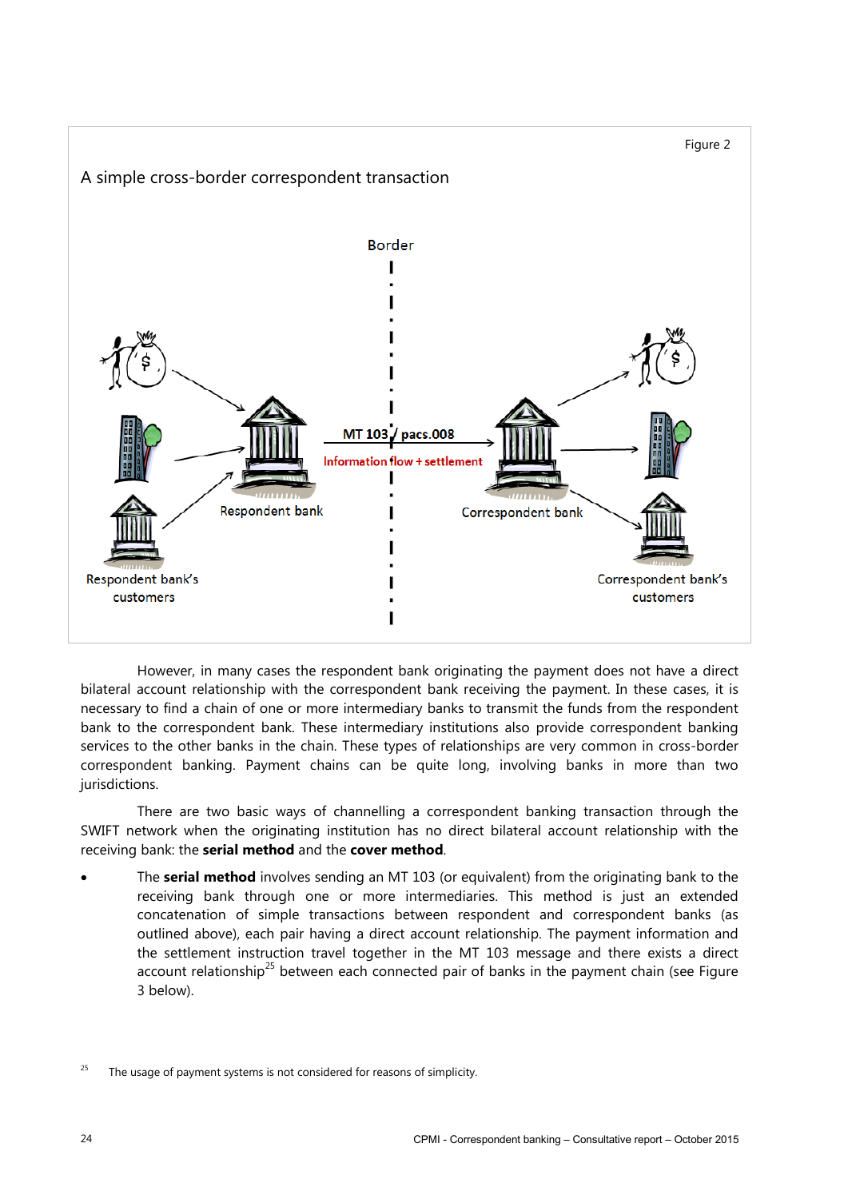Figure 2

A simple cross-border correspondent transaction

Border

MT 103 / pacs.008

Information flow + settlement

Respondent bank

Correspondent bank

Respondent bank's customers

Correspondent bank's customers

However, in many cases the respondent bank originating the payment does not have a direct bilateral account relationship with the correspondent bank receiving the payment. In these cases, it is necessary to find a chain of one or more intermediary banks to transmit the funds from the respondent bank to the correspondent bank. These intermediary institutions also provide correspondent banking services to the other banks in the chain. These types of relationships are very common in cross-border correspondent banking. Payment chains can be quite long, involving banks in more than two jurisdictions.

There are two basic ways of channelling a correspondent banking transaction through the SWIFT network when the originating institution has no direct bilateral account relationship with the receiving bank: the **serial method** and the **cover method**.

- The **serial method** involves sending an MT 103 (or equivalent) from the originating bank to the receiving bank through one or more intermediaries. This method is just an extended concatenation of simple transactions between respondent and correspondent banks (as outlined above), each pair having a direct account relationship. The payment information and the settlement instruction travel together in the MT 103 message and there exists a direct account relationship[25] between each connected pair of banks in the payment chain (see Figure 3 below).

[25] The usage of payment systems is not considered for reasons of simplicity.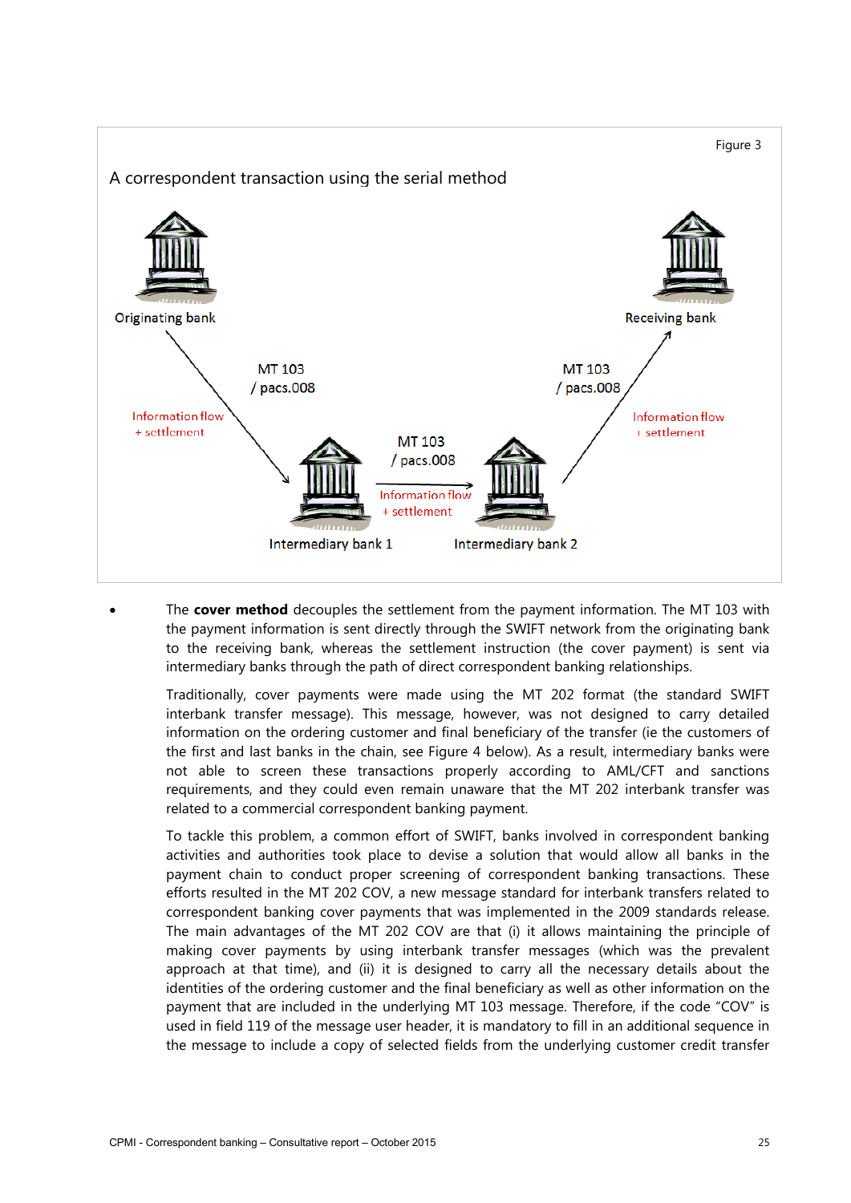Figure 3

A correspondent transaction using the serial method

Originating bank

Receiving bank

MT 103 / pacs.008

Information flow + settlement

MT 103 / pacs.008

Information flow + settlement

MT 103 / pacs.008

Information flow + settlement

Intermediary bank 1

Intermediary bank 2

- The **cover method** decouples the settlement from the payment information. The MT 103 with the payment information is sent directly through the SWIFT network from the originating bank to the receiving bank, whereas the settlement instruction (the cover payment) is sent via intermediary banks through the path of direct correspondent banking relationships.

  Traditionally, cover payments were made using the MT 202 format (the standard SWIFT interbank transfer message). This message, however, was not designed to carry detailed information on the ordering customer and final beneficiary of the transfer (ie the customers of the first and last banks in the chain, see Figure 4 below). As a result, intermediary banks were not able to screen these transactions properly according to AML/CFT and sanctions requirements, and they could even remain unaware that the MT 202 interbank transfer was related to a commercial correspondent banking payment.

  To tackle this problem, a common effort of SWIFT, banks involved in correspondent banking activities and authorities took place to devise a solution that would allow all banks in the payment chain to conduct proper screening of correspondent banking transactions. These efforts resulted in the MT 202 COV, a new message standard for interbank transfers related to correspondent banking cover payments that was implemented in the 2009 standards release. The main advantages of the MT 202 COV are that (i) it allows maintaining the principle of making cover payments by using interbank transfer messages (which was the prevalent approach at that time), and (ii) it is designed to carry all the necessary details about the identities of the ordering customer and the final beneficiary as well as other information on the payment that are included in the underlying MT 103 message. Therefore, if the code "COV" is used in field 119 of the message user header, it is mandatory to fill in an additional sequence in the message to include a copy of selected fields from the underlying customer credit transfer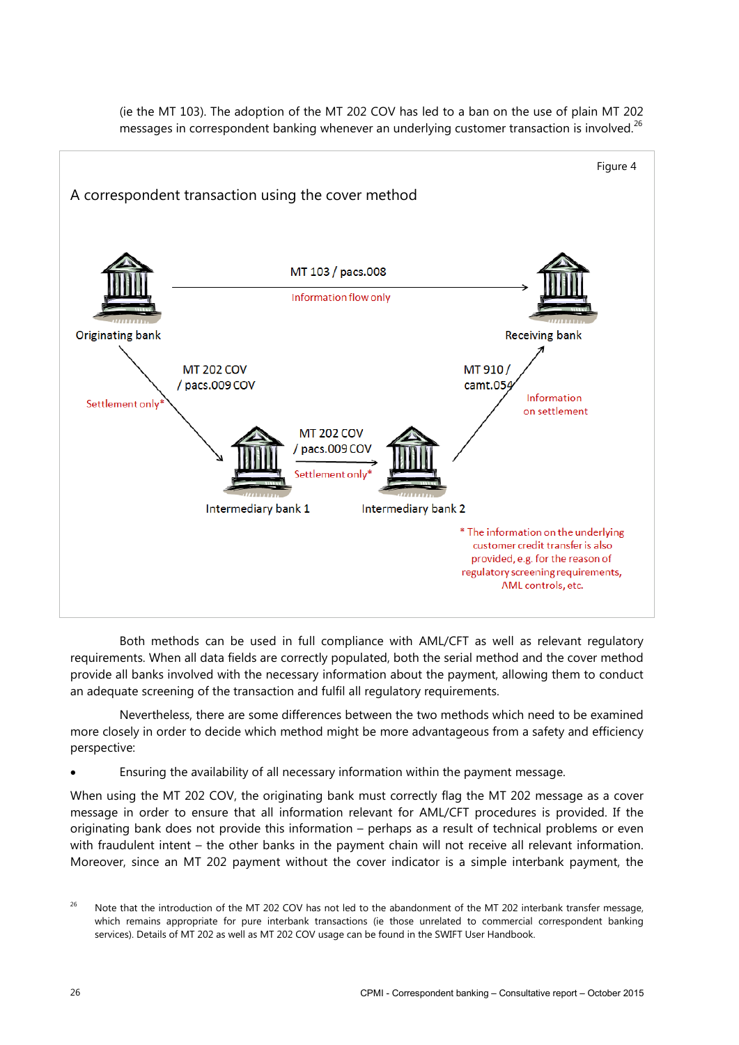(ie the MT 103). The adoption of the MT 202 COV has led to a ban on the use of plain MT 202 messages in correspondent banking whenever an underlying customer transaction is involved.[26]

Figure 4

A correspondent transaction using the cover method

Originating bank

MT 103 / pacs.008

Information flow only

Receiving bank

MT 202 COV / pacs.009 COV

Settlement only*

MT 910 / camt.054

Information on settlement

Intermediary bank 1

MT 202 COV / pacs.009 COV

Settlement only*

Intermediary bank 2

* The information on the underlying customer credit transfer is also provided, e.g. for the reason of regulatory screening requirements, AML controls, etc.

Both methods can be used in full compliance with AML/CFT as well as relevant regulatory requirements. When all data fields are correctly populated, both the serial method and the cover method provide all banks involved with the necessary information about the payment, allowing them to conduct an adequate screening of the transaction and fulfil all regulatory requirements.

Nevertheless, there are some differences between the two methods which need to be examined more closely in order to decide which method might be more advantageous from a safety and efficiency perspective:

- Ensuring the availability of all necessary information within the payment message.

When using the MT 202 COV, the originating bank must correctly flag the MT 202 message as a cover message in order to ensure that all information relevant for AML/CFT procedures is provided. If the originating bank does not provide this information – perhaps as a result of technical problems or even with fraudulent intent – the other banks in the payment chain will not receive all relevant information. Moreover, since an MT 202 payment without the cover indicator is a simple interbank payment, the

[26] Note that the introduction of the MT 202 COV has not led to the abandonment of the MT 202 interbank transfer message, which remains appropriate for pure interbank transactions (ie those unrelated to commercial correspondent banking services). Details of MT 202 as well as MT 202 COV usage can be found in the SWIFT User Handbook.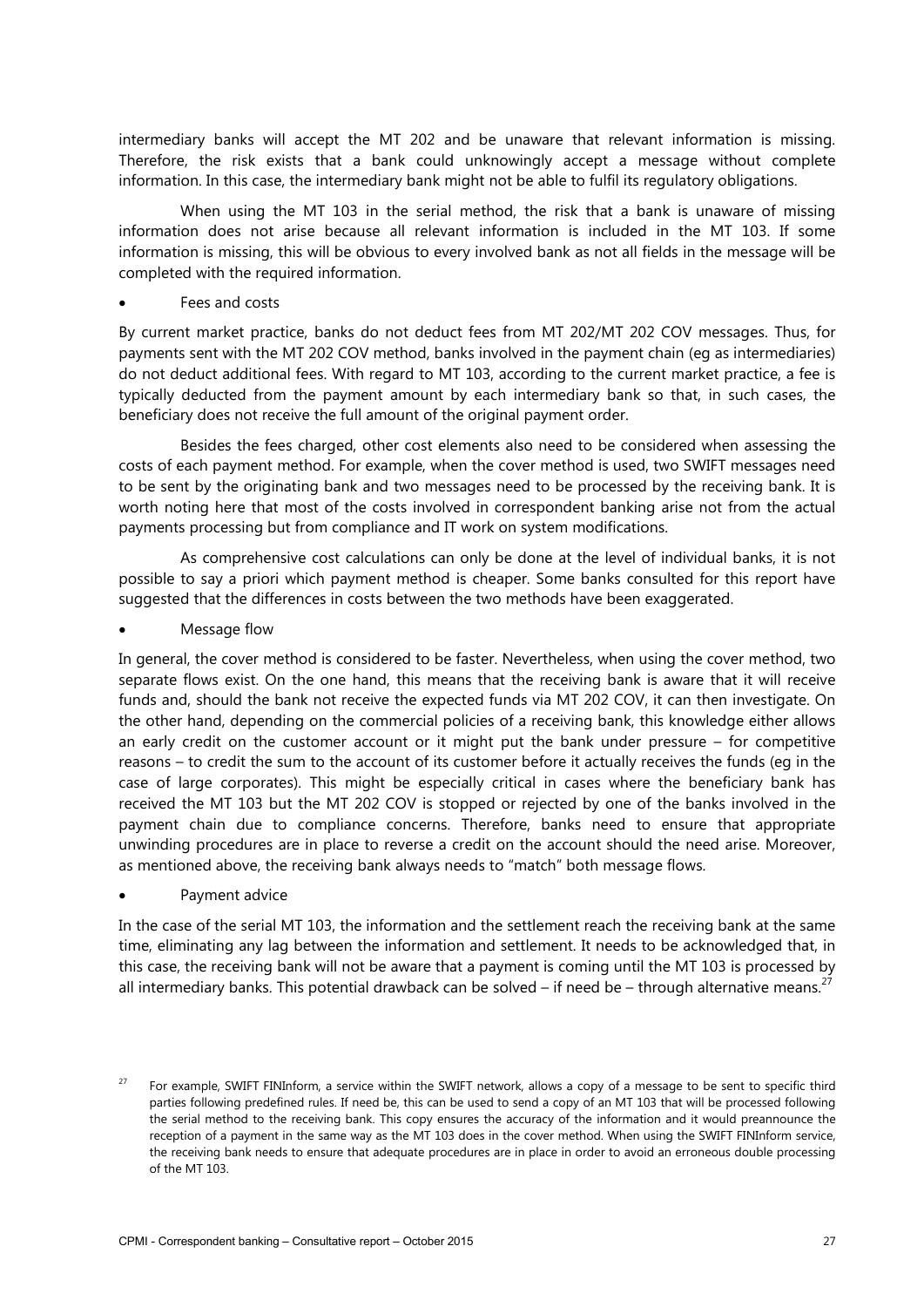intermediary banks will accept the MT 202 and be unaware that relevant information is missing. Therefore, the risk exists that a bank could unknowingly accept a message without complete information. In this case, the intermediary bank might not be able to fulfil its regulatory obligations.

When using the MT 103 in the serial method, the risk that a bank is unaware of missing information does not arise because all relevant information is included in the MT 103. If some information is missing, this will be obvious to every involved bank as not all fields in the message will be completed with the required information.

- Fees and costs

By current market practice, banks do not deduct fees from MT 202/MT 202 COV messages. Thus, for payments sent with the MT 202 COV method, banks involved in the payment chain (eg as intermediaries) do not deduct additional fees. With regard to MT 103, according to the current market practice, a fee is typically deducted from the payment amount by each intermediary bank so that, in such cases, the beneficiary does not receive the full amount of the original payment order.

Besides the fees charged, other cost elements also need to be considered when assessing the costs of each payment method. For example, when the cover method is used, two SWIFT messages need to be sent by the originating bank and two messages need to be processed by the receiving bank. It is worth noting here that most of the costs involved in correspondent banking arise not from the actual payments processing but from compliance and IT work on system modifications.

As comprehensive cost calculations can only be done at the level of individual banks, it is not possible to say a priori which payment method is cheaper. Some banks consulted for this report have suggested that the differences in costs between the two methods have been exaggerated.

- Message flow

In general, the cover method is considered to be faster. Nevertheless, when using the cover method, two separate flows exist. On the one hand, this means that the receiving bank is aware that it will receive funds and, should the bank not receive the expected funds via MT 202 COV, it can then investigate. On the other hand, depending on the commercial policies of a receiving bank, this knowledge either allows an early credit on the customer account or it might put the bank under pressure – for competitive reasons – to credit the sum to the account of its customer before it actually receives the funds (eg in the case of large corporates). This might be especially critical in cases where the beneficiary bank has received the MT 103 but the MT 202 COV is stopped or rejected by one of the banks involved in the payment chain due to compliance concerns. Therefore, banks need to ensure that appropriate unwinding procedures are in place to reverse a credit on the account should the need arise. Moreover, as mentioned above, the receiving bank always needs to "match" both message flows.

- Payment advice

In the case of the serial MT 103, the information and the settlement reach the receiving bank at the same time, eliminating any lag between the information and settlement. It needs to be acknowledged that, in this case, the receiving bank will not be aware that a payment is coming until the MT 103 is processed by all intermediary banks. This potential drawback can be solved – if need be – through alternative means.[27]

[27] For example, SWIFT FINInform, a service within the SWIFT network, allows a copy of a message to be sent to specific third parties following predefined rules. If need be, this can be used to send a copy of an MT 103 that will be processed following the serial method to the receiving bank. This copy ensures the accuracy of the information and it would preannounce the reception of a payment in the same way as the MT 103 does in the cover method. When using the SWIFT FINInform service, the receiving bank needs to ensure that adequate procedures are in place in order to avoid an erroneous double processing of the MT 103.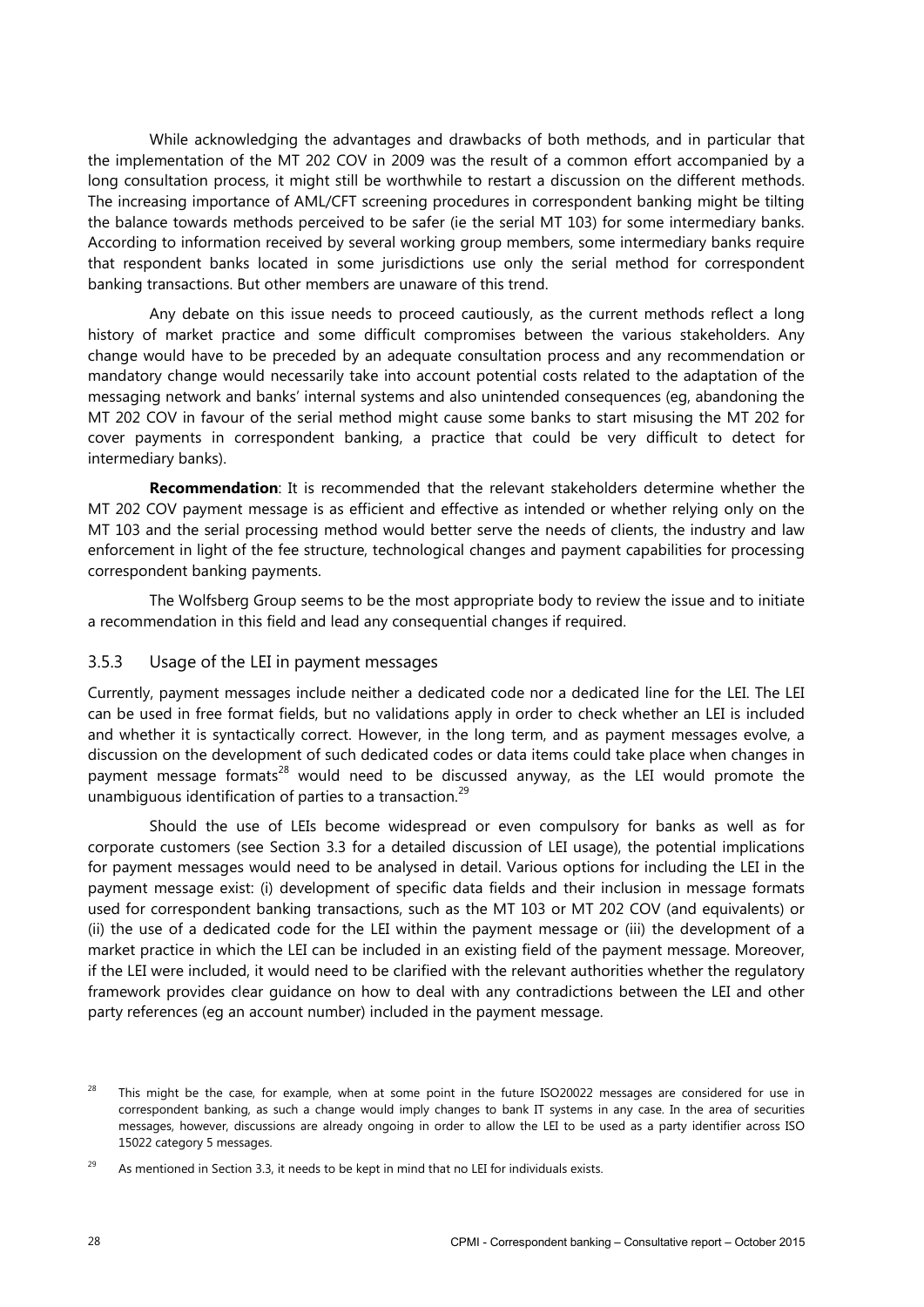While acknowledging the advantages and drawbacks of both methods, and in particular that the implementation of the MT 202 COV in 2009 was the result of a common effort accompanied by a long consultation process, it might still be worthwhile to restart a discussion on the different methods. The increasing importance of AML/CFT screening procedures in correspondent banking might be tilting the balance towards methods perceived to be safer (ie the serial MT 103) for some intermediary banks. According to information received by several working group members, some intermediary banks require that respondent banks located in some jurisdictions use only the serial method for correspondent banking transactions. But other members are unaware of this trend.

Any debate on this issue needs to proceed cautiously, as the current methods reflect a long history of market practice and some difficult compromises between the various stakeholders. Any change would have to be preceded by an adequate consultation process and any recommendation or mandatory change would necessarily take into account potential costs related to the adaptation of the messaging network and banks' internal systems and also unintended consequences (eg, abandoning the MT 202 COV in favour of the serial method might cause some banks to start misusing the MT 202 for cover payments in correspondent banking, a practice that could be very difficult to detect for intermediary banks).

**Recommendation**: It is recommended that the relevant stakeholders determine whether the MT 202 COV payment message is as efficient and effective as intended or whether relying only on the MT 103 and the serial processing method would better serve the needs of clients, the industry and law enforcement in light of the fee structure, technological changes and payment capabilities for processing correspondent banking payments.

The Wolfsberg Group seems to be the most appropriate body to review the issue and to initiate a recommendation in this field and lead any consequential changes if required.

### 3.5.3 Usage of the LEI in payment messages

Currently, payment messages include neither a dedicated code nor a dedicated line for the LEI. The LEI can be used in free format fields, but no validations apply in order to check whether an LEI is included and whether it is syntactically correct. However, in the long term, and as payment messages evolve, a discussion on the development of such dedicated codes or data items could take place when changes in payment message formats[28] would need to be discussed anyway, as the LEI would promote the unambiguous identification of parties to a transaction.[29]

Should the use of LEIs become widespread or even compulsory for banks as well as for corporate customers (see Section 3.3 for a detailed discussion of LEI usage), the potential implications for payment messages would need to be analysed in detail. Various options for including the LEI in the payment message exist: (i) development of specific data fields and their inclusion in message formats used for correspondent banking transactions, such as the MT 103 or MT 202 COV (and equivalents) or (ii) the use of a dedicated code for the LEI within the payment message or (iii) the development of a market practice in which the LEI can be included in an existing field of the payment message. Moreover, if the LEI were included, it would need to be clarified with the relevant authorities whether the regulatory framework provides clear guidance on how to deal with any contradictions between the LEI and other party references (eg an account number) included in the payment message.

[28] This might be the case, for example, when at some point in the future ISO20022 messages are considered for use in correspondent banking, as such a change would imply changes to bank IT systems in any case. In the area of securities messages, however, discussions are already ongoing in order to allow the LEI to be used as a party identifier across ISO 15022 category 5 messages.

[29] As mentioned in Section 3.3, it needs to be kept in mind that no LEI for individuals exists.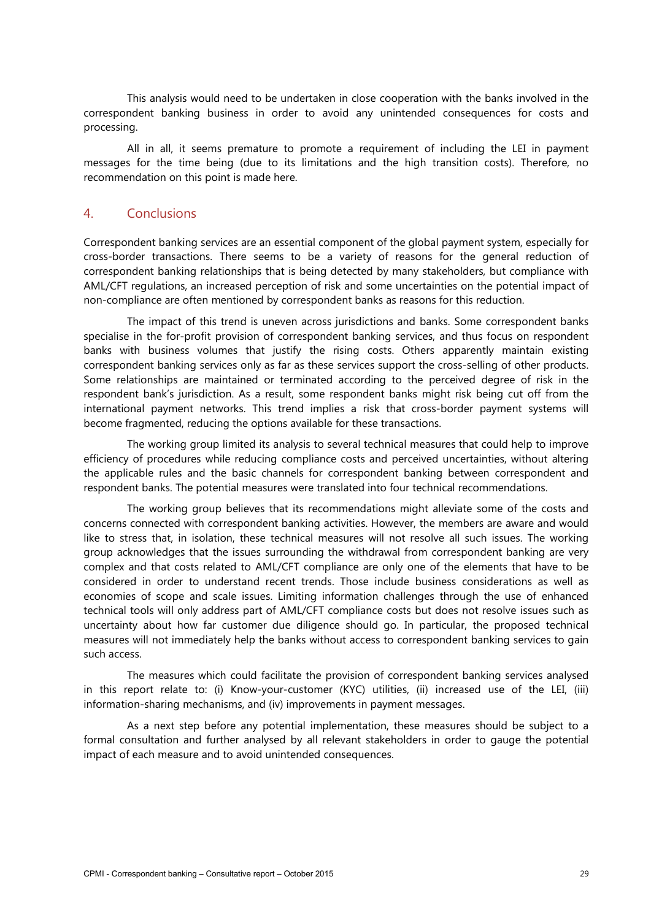This analysis would need to be undertaken in close cooperation with the banks involved in the correspondent banking business in order to avoid any unintended consequences for costs and processing.

All in all, it seems premature to promote a requirement of including the LEI in payment messages for the time being (due to its limitations and the high transition costs). Therefore, no recommendation on this point is made here.

## 4. Conclusions

Correspondent banking services are an essential component of the global payment system, especially for cross-border transactions. There seems to be a variety of reasons for the general reduction of correspondent banking relationships that is being detected by many stakeholders, but compliance with AML/CFT regulations, an increased perception of risk and some uncertainties on the potential impact of non-compliance are often mentioned by correspondent banks as reasons for this reduction.

The impact of this trend is uneven across jurisdictions and banks. Some correspondent banks specialise in the for-profit provision of correspondent banking services, and thus focus on respondent banks with business volumes that justify the rising costs. Others apparently maintain existing correspondent banking services only as far as these services support the cross-selling of other products. Some relationships are maintained or terminated according to the perceived degree of risk in the respondent bank's jurisdiction. As a result, some respondent banks might risk being cut off from the international payment networks. This trend implies a risk that cross-border payment systems will become fragmented, reducing the options available for these transactions.

The working group limited its analysis to several technical measures that could help to improve efficiency of procedures while reducing compliance costs and perceived uncertainties, without altering the applicable rules and the basic channels for correspondent banking between correspondent and respondent banks. The potential measures were translated into four technical recommendations.

The working group believes that its recommendations might alleviate some of the costs and concerns connected with correspondent banking activities. However, the members are aware and would like to stress that, in isolation, these technical measures will not resolve all such issues. The working group acknowledges that the issues surrounding the withdrawal from correspondent banking are very complex and that costs related to AML/CFT compliance are only one of the elements that have to be considered in order to understand recent trends. Those include business considerations as well as economies of scope and scale issues. Limiting information challenges through the use of enhanced technical tools will only address part of AML/CFT compliance costs but does not resolve issues such as uncertainty about how far customer due diligence should go. In particular, the proposed technical measures will not immediately help the banks without access to correspondent banking services to gain such access.

The measures which could facilitate the provision of correspondent banking services analysed in this report relate to: (i) Know-your-customer (KYC) utilities, (ii) increased use of the LEI, (iii) information-sharing mechanisms, and (iv) improvements in payment messages.

As a next step before any potential implementation, these measures should be subject to a formal consultation and further analysed by all relevant stakeholders in order to gauge the potential impact of each measure and to avoid unintended consequences.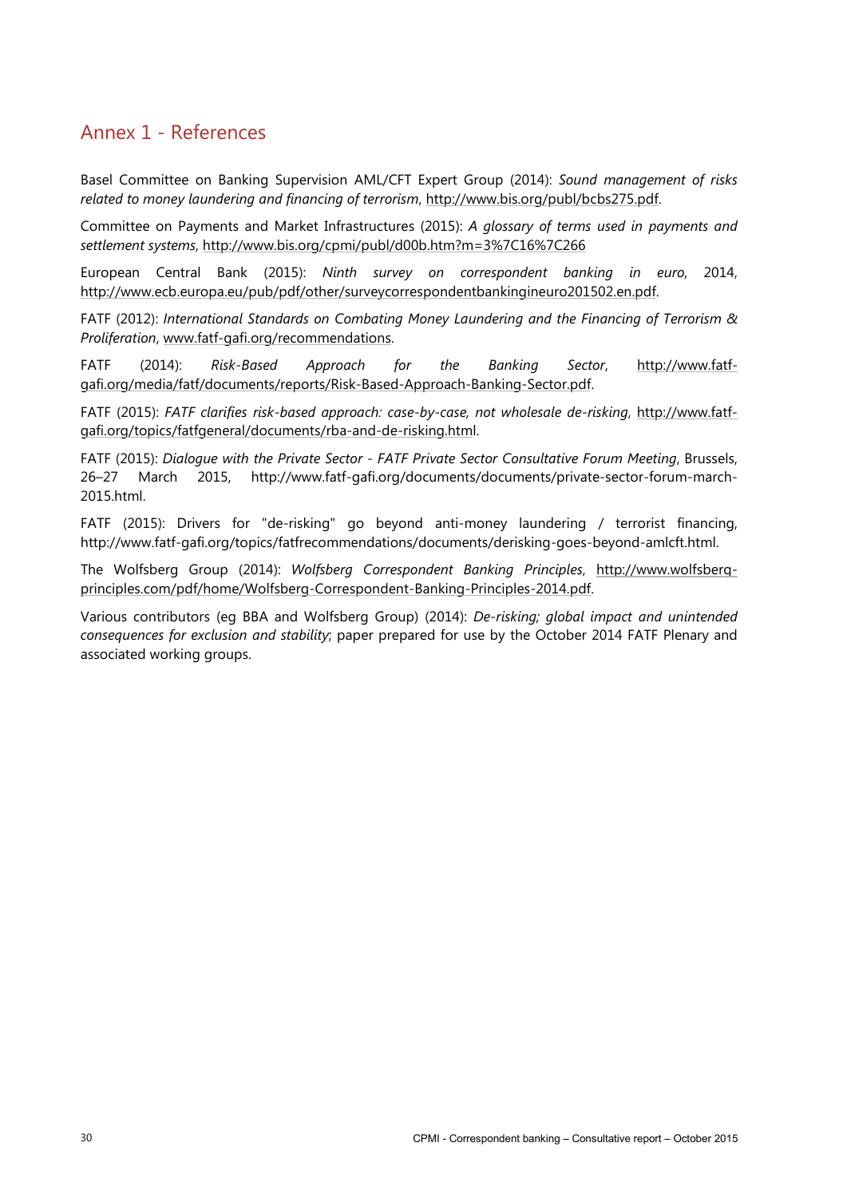## Annex 1 - References

Basel Committee on Banking Supervision AML/CFT Expert Group (2014): *Sound management of risks related to money laundering and financing of terrorism*, http://www.bis.org/publ/bcbs275.pdf.

Committee on Payments and Market Infrastructures (2015): *A glossary of terms used in payments and settlement systems*, http://www.bis.org/cpmi/publ/d00b.htm?m=3%7C16%7C266

European Central Bank (2015): *Ninth survey on correspondent banking in euro*, 2014, http://www.ecb.europa.eu/pub/pdf/other/surveycorrespondentbankingineuro201502.en.pdf.

FATF (2012): *International Standards on Combating Money Laundering and the Financing of Terrorism & Proliferation*, www.fatf-gafi.org/recommendations.

FATF (2014): *Risk-Based Approach for the Banking Sector*, http://www.fatf-gafi.org/media/fatf/documents/reports/Risk-Based-Approach-Banking-Sector.pdf.

FATF (2015): *FATF clarifies risk-based approach: case-by-case, not wholesale de-risking*, http://www.fatf-gafi.org/topics/fatfgeneral/documents/rba-and-de-risking.html.

FATF (2015): *Dialogue with the Private Sector - FATF Private Sector Consultative Forum Meeting*, Brussels, 26–27 March 2015, http://www.fatf-gafi.org/documents/documents/private-sector-forum-march-2015.html.

FATF (2015): Drivers for "de-risking" go beyond anti-money laundering / terrorist financing, http://www.fatf-gafi.org/topics/fatfrecommendations/documents/derisking-goes-beyond-amlcft.html.

The Wolfsberg Group (2014): *Wolfsberg Correspondent Banking Principles*, http://www.wolfsberg-principles.com/pdf/home/Wolfsberg-Correspondent-Banking-Principles-2014.pdf.

Various contributors (eg BBA and Wolfsberg Group) (2014): *De-risking; global impact and unintended consequences for exclusion and stability*; paper prepared for use by the October 2014 FATF Plenary and associated working groups.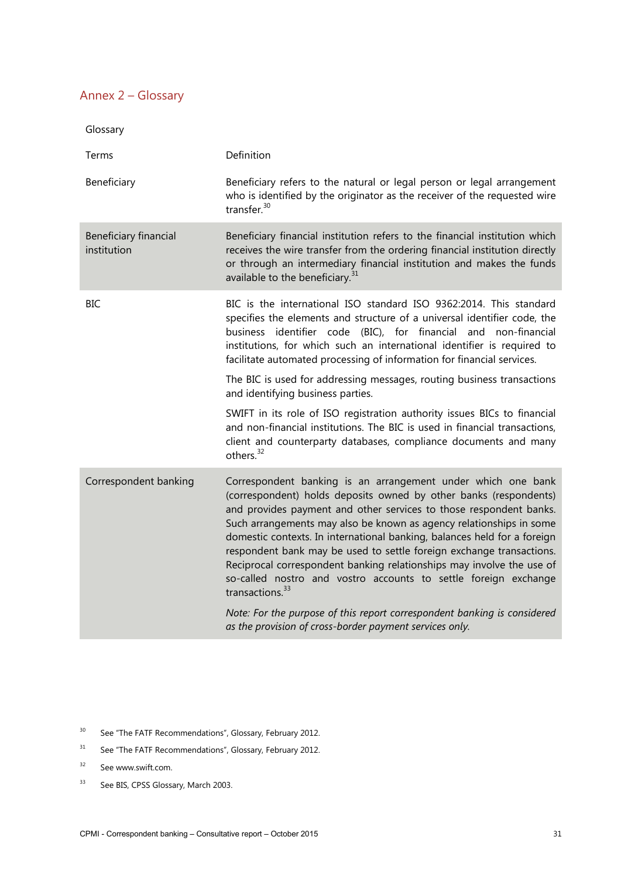## Annex 2 – Glossary

Glossary

| Terms | Definition |
| --- | --- |
| Beneficiary | Beneficiary refers to the natural or legal person or legal arrangement who is identified by the originator as the receiver of the requested wire transfer.[30] |
| Beneficiary financial institution | Beneficiary financial institution refers to the financial institution which receives the wire transfer from the ordering financial institution directly or through an intermediary financial institution and makes the funds available to the beneficiary.[31] |
| BIC | BIC is the international ISO standard ISO 9362:2014. This standard specifies the elements and structure of a universal identifier code, the business identifier code (BIC), for financial and non-financial institutions, for which such an international identifier is required to facilitate automated processing of information for financial services.<br><br>The BIC is used for addressing messages, routing business transactions and identifying business parties.<br><br>SWIFT in its role of ISO registration authority issues BICs to financial and non-financial institutions. The BIC is used in financial transactions, client and counterparty databases, compliance documents and many others.[32] |
| Correspondent banking | Correspondent banking is an arrangement under which one bank (correspondent) holds deposits owned by other banks (respondents) and provides payment and other services to those respondent banks. Such arrangements may also be known as agency relationships in some domestic contexts. In international banking, balances held for a foreign respondent bank may be used to settle foreign exchange transactions. Reciprocal correspondent banking relationships may involve the use of so-called nostro and vostro accounts to settle foreign exchange transactions.[33]<br><br>*Note: For the purpose of this report correspondent banking is considered as the provision of cross-border payment services only.* |

[30] See "The FATF Recommendations", Glossary, February 2012.

[31] See "The FATF Recommendations", Glossary, February 2012.

[32] See www.swift.com.

[33] See BIS, CPSS Glossary, March 2003.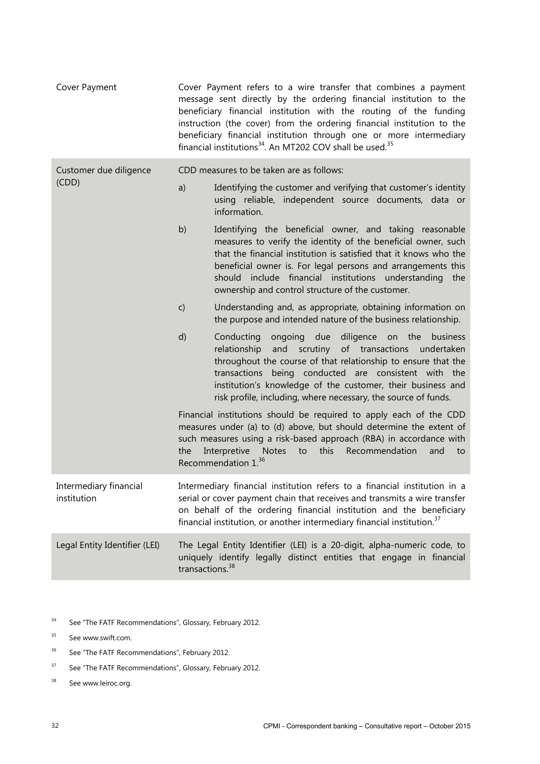| | |
|---|---|
| Cover Payment | Cover Payment refers to a wire transfer that combines a payment message sent directly by the ordering financial institution to the beneficiary financial institution with the routing of the funding instruction (the cover) from the ordering financial institution to the beneficiary financial institution through one or more intermediary financial institutions[34]. An MT202 COV shall be used.[35] |
| Customer due diligence (CDD) | CDD measures to be taken are as follows:<br>a) Identifying the customer and verifying that customer's identity using reliable, independent source documents, data or information.<br>b) Identifying the beneficial owner, and taking reasonable measures to verify the identity of the beneficial owner, such that the financial institution is satisfied that it knows who the beneficial owner is. For legal persons and arrangements this should include financial institutions understanding the ownership and control structure of the customer.<br>c) Understanding and, as appropriate, obtaining information on the purpose and intended nature of the business relationship.<br>d) Conducting ongoing due diligence on the business relationship and scrutiny of transactions undertaken throughout the course of that relationship to ensure that the transactions being conducted are consistent with the institution's knowledge of the customer, their business and risk profile, including, where necessary, the source of funds.<br>Financial institutions should be required to apply each of the CDD measures under (a) to (d) above, but should determine the extent of such measures using a risk-based approach (RBA) in accordance with the Interpretive Notes to this Recommendation and to Recommendation 1.[36] |
| Intermediary financial institution | Intermediary financial institution refers to a financial institution in a serial or cover payment chain that receives and transmits a wire transfer on behalf of the ordering financial institution and the beneficiary financial institution, or another intermediary financial institution.[37] |
| Legal Entity Identifier (LEI) | The Legal Entity Identifier (LEI) is a 20-digit, alpha-numeric code, to uniquely identify legally distinct entities that engage in financial transactions.[38] |

[34] See "The FATF Recommendations", Glossary, February 2012.

[35] See www.swift.com.

[36] See "The FATF Recommendations", February 2012.

[37] See "The FATF Recommendations", Glossary, February 2012.

[38] See www.leiroc.org.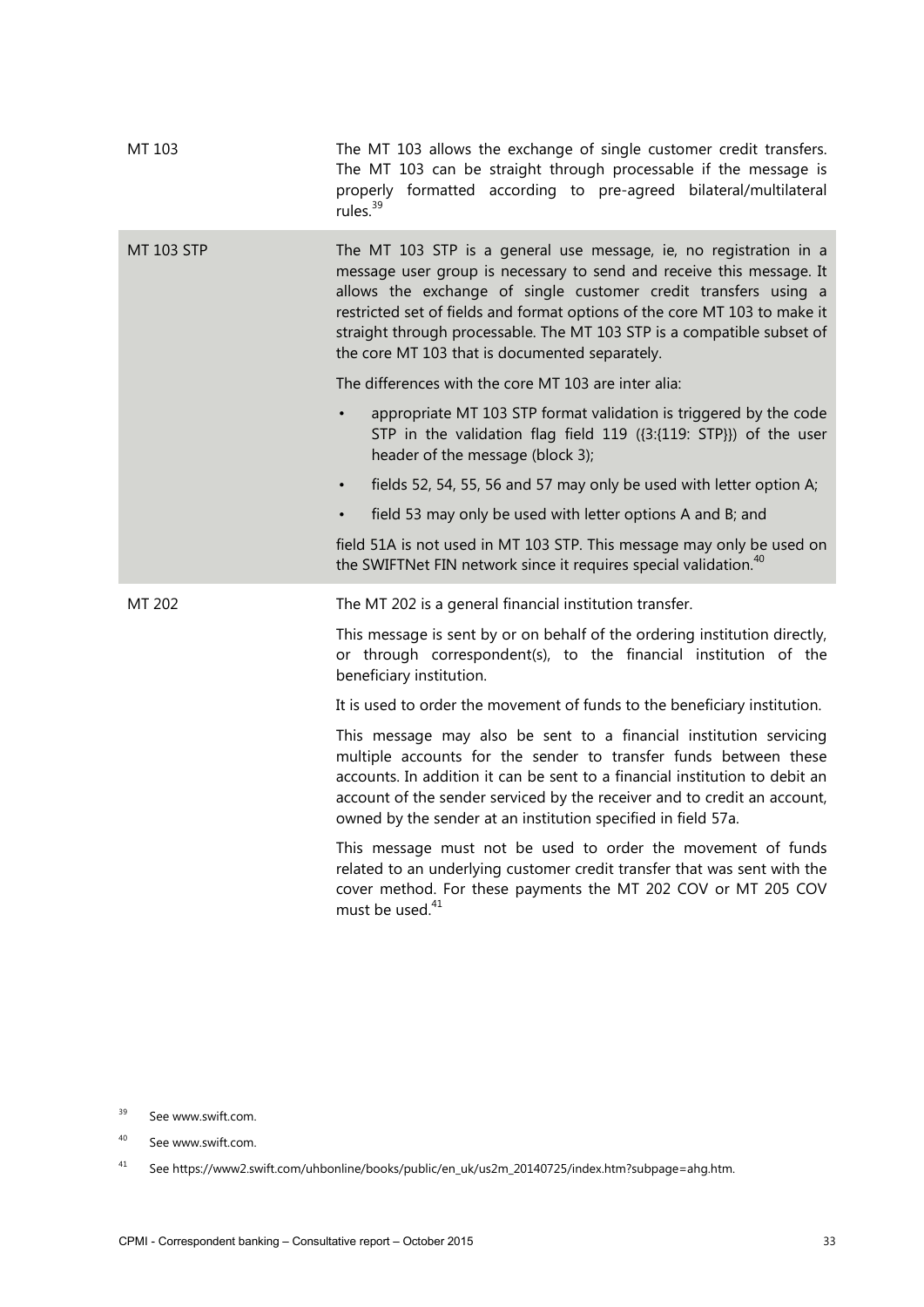| | |
|---|---|
| MT 103 | The MT 103 allows the exchange of single customer credit transfers. The MT 103 can be straight through processable if the message is properly formatted according to pre-agreed bilateral/multilateral rules.[39] |
| MT 103 STP | The MT 103 STP is a general use message, ie, no registration in a message user group is necessary to send and receive this message. It allows the exchange of single customer credit transfers using a restricted set of fields and format options of the core MT 103 to make it straight through processable. The MT 103 STP is a compatible subset of the core MT 103 that is documented separately.<br><br>The differences with the core MT 103 are inter alia:<br><br>• appropriate MT 103 STP format validation is triggered by the code STP in the validation flag field 119 ({3:{119: STP}}) of the user header of the message (block 3);<br>• fields 52, 54, 55, 56 and 57 may only be used with letter option A;<br>• field 53 may only be used with letter options A and B; and<br><br>field 51A is not used in MT 103 STP. This message may only be used on the SWIFTNet FIN network since it requires special validation.[40] |
| MT 202 | The MT 202 is a general financial institution transfer.<br><br>This message is sent by or on behalf of the ordering institution directly, or through correspondent(s), to the financial institution of the beneficiary institution.<br><br>It is used to order the movement of funds to the beneficiary institution.<br><br>This message may also be sent to a financial institution servicing multiple accounts for the sender to transfer funds between these accounts. In addition it can be sent to a financial institution to debit an account of the sender serviced by the receiver and to credit an account, owned by the sender at an institution specified in field 57a.<br><br>This message must not be used to order the movement of funds related to an underlying customer credit transfer that was sent with the cover method. For these payments the MT 202 COV or MT 205 COV must be used.[41] |

[39] See www.swift.com.

[40] See www.swift.com.

[41] See https://www2.swift.com/uhbonline/books/public/en_uk/us2m_20140725/index.htm?subpage=ahg.htm.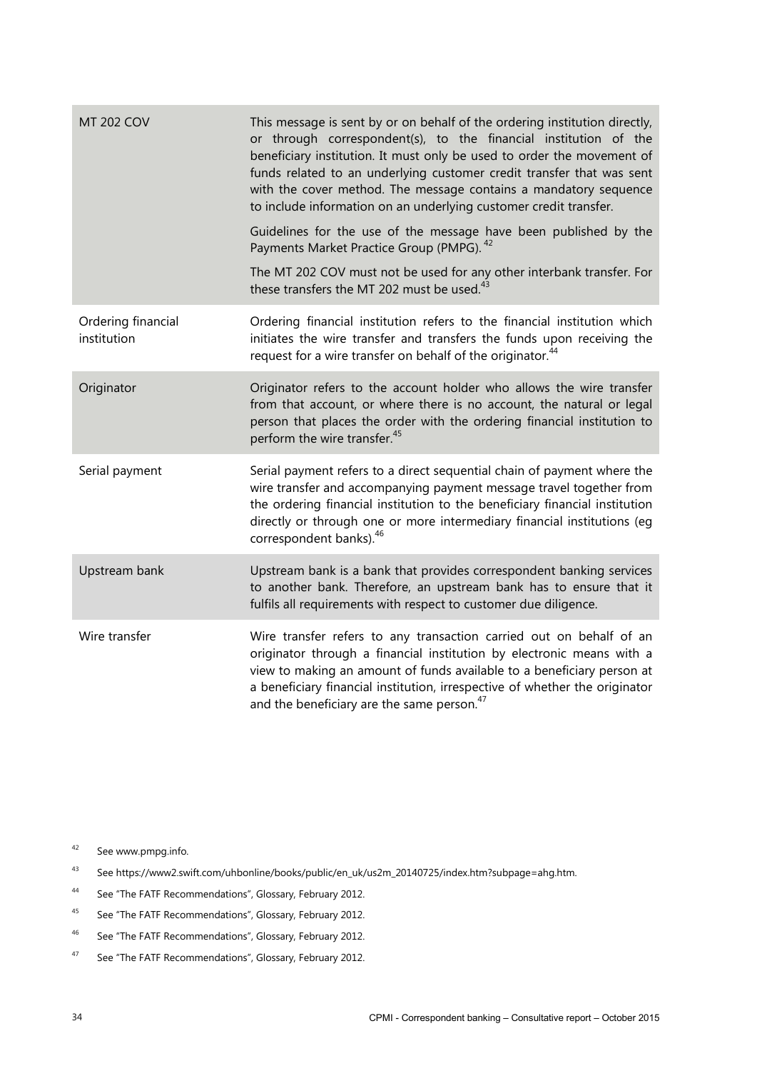| | |
|---|---|
| MT 202 COV | This message is sent by or on behalf of the ordering institution directly, or through correspondent(s), to the financial institution of the beneficiary institution. It must only be used to order the movement of funds related to an underlying customer credit transfer that was sent with the cover method. The message contains a mandatory sequence to include information on an underlying customer credit transfer.<br><br>Guidelines for the use of the message have been published by the Payments Market Practice Group (PMPG).[42]<br><br>The MT 202 COV must not be used for any other interbank transfer. For these transfers the MT 202 must be used.[43] |
| Ordering financial institution | Ordering financial institution refers to the financial institution which initiates the wire transfer and transfers the funds upon receiving the request for a wire transfer on behalf of the originator.[44] |
| Originator | Originator refers to the account holder who allows the wire transfer from that account, or where there is no account, the natural or legal person that places the order with the ordering financial institution to perform the wire transfer.[45] |
| Serial payment | Serial payment refers to a direct sequential chain of payment where the wire transfer and accompanying payment message travel together from the ordering financial institution to the beneficiary financial institution directly or through one or more intermediary financial institutions (eg correspondent banks).[46] |
| Upstream bank | Upstream bank is a bank that provides correspondent banking services to another bank. Therefore, an upstream bank has to ensure that it fulfils all requirements with respect to customer due diligence. |
| Wire transfer | Wire transfer refers to any transaction carried out on behalf of an originator through a financial institution by electronic means with a view to making an amount of funds available to a beneficiary person at a beneficiary financial institution, irrespective of whether the originator and the beneficiary are the same person.[47] |

[42] See www.pmpg.info.

[43] See https://www2.swift.com/uhbonline/books/public/en_uk/us2m_20140725/index.htm?subpage=ahg.htm.

[44] See "The FATF Recommendations", Glossary, February 2012.

[45] See "The FATF Recommendations", Glossary, February 2012.

[46] See "The FATF Recommendations", Glossary, February 2012.

[47] See "The FATF Recommendations", Glossary, February 2012.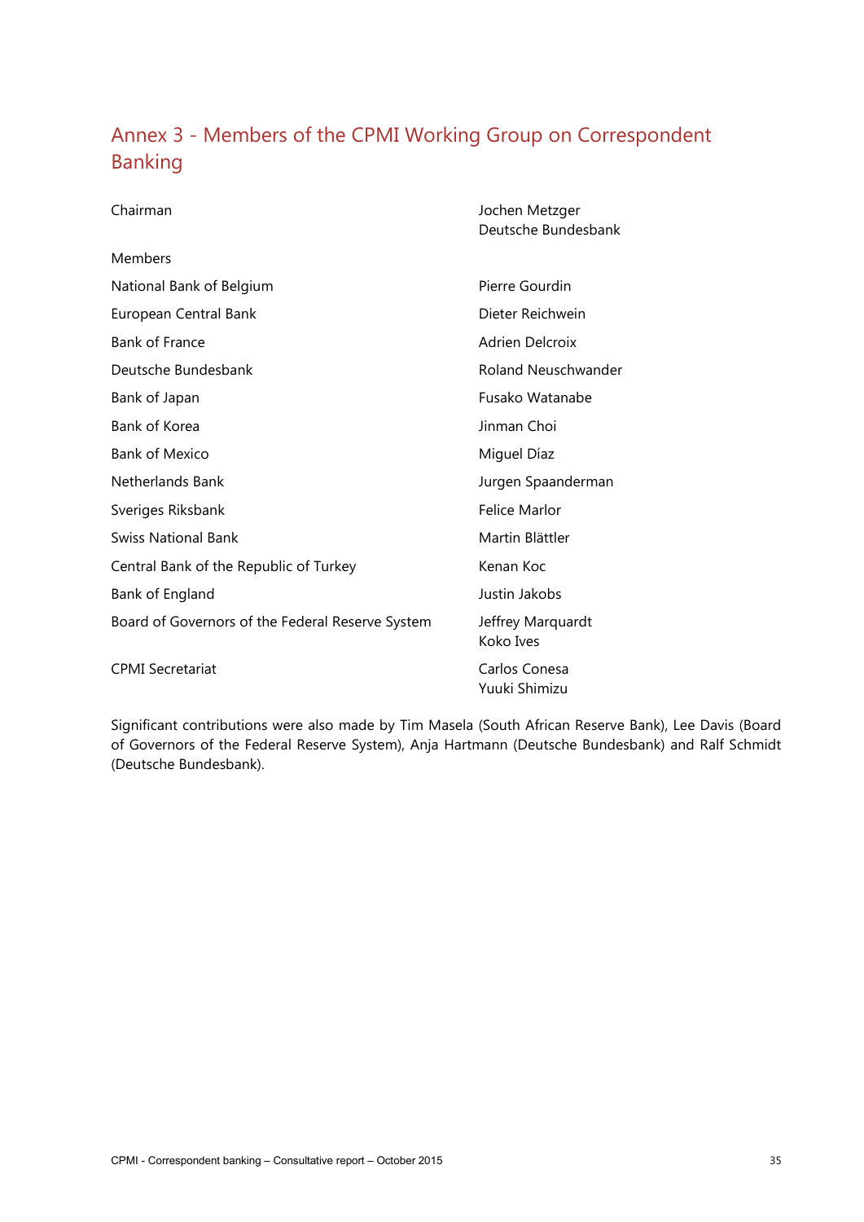## Annex 3 - Members of the CPMI Working Group on Correspondent Banking

| | |
|---|---|
| Chairman | Jochen Metzger<br>Deutsche Bundesbank |
| Members | |
| National Bank of Belgium | Pierre Gourdin |
| European Central Bank | Dieter Reichwein |
| Bank of France | Adrien Delcroix |
| Deutsche Bundesbank | Roland Neuschwander |
| Bank of Japan | Fusako Watanabe |
| Bank of Korea | Jinman Choi |
| Bank of Mexico | Miguel Díaz |
| Netherlands Bank | Jurgen Spaanderman |
| Sveriges Riksbank | Felice Marlor |
| Swiss National Bank | Martin Blättler |
| Central Bank of the Republic of Turkey | Kenan Koc |
| Bank of England | Justin Jakobs |
| Board of Governors of the Federal Reserve System | Jeffrey Marquardt<br>Koko Ives |
| CPMI Secretariat | Carlos Conesa<br>Yuuki Shimizu |

Significant contributions were also made by Tim Masela (South African Reserve Bank), Lee Davis (Board of Governors of the Federal Reserve System), Anja Hartmann (Deutsche Bundesbank) and Ralf Schmidt (Deutsche Bundesbank).